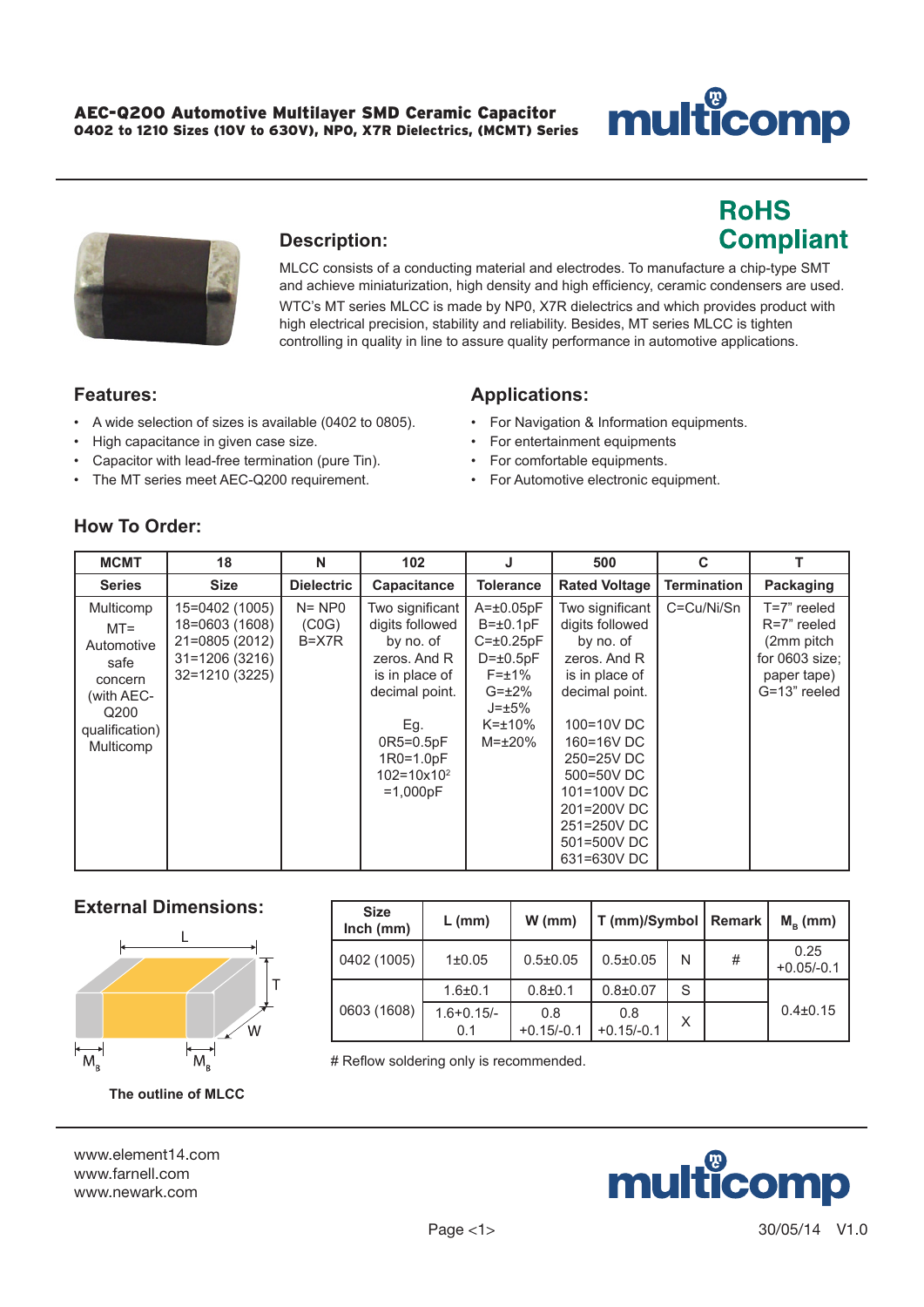# AEC-Q200 Automotive Multilayer SMD Ceramic Capacitor

**0402 to 1210 Sizes (10V to 630V), NPO, X7R Dielectrics, (MCMT) Series**

**RoHS Compliant**

## Description:

MLCC consists of a conducting material and electrodes. To manufacture a chip-type SMT and achieve miniaturization, high density and high efficiency, ceramic condensers are used.

WTC's MT series MLCC is made by NP0, X7R dielectrics and which provides product with high electrical precision, stability and reliability. Besides, MT series MLCC is tighten controlling in quality in line to assure quality performance in automotive applications.

## Features:

- A wide selection of sizes is available (0402 to 0805).
- High capacitance in given case size.
- Capacitor with lead-free termination (pure Tin).
- The MT series meet AEC-Q200 requirement.

## Applications:

- For Navigation & Information equipments.
- For entertainment equipments
- For comfortable equipments.
- For Automotive electronic equipment.

## How To Order:

| MCMT | 18 | N | 102 | J | 500 | C | T |
|---|---|---|---|---|---|---|---|
| **Series** | **Size** | **Dielectric** | **Capacitance** | **Tolerance** | **Rated Voltage** | **Termination** | **Packaging** |
| Multicomp MT= Automotive safe concern (with AEC-Q200 qualification) Multicomp | 15=0402 (1005) 18=0603 (1608) 21=0805 (2012) 31=1206 (3216) 32=1210 (3225) | N= NP0 (C0G) B=X7R | Two significant digits followed by no. of zeros. And R is in place of decimal point. Eg. 0R5=0.5pF 1R0=1.0pF 102=10x10$^2$ =1,000pF | A=±0.05pF B=±0.1pF C=±0.25pF D=±0.5pF F=±1% G=±2% J=±5% K=±10% M=±20% | Two significant digits followed by no. of zeros. And R is in place of decimal point. 100=10V DC 160=16V DC 250=25V DC 500=50V DC 101=100V DC 201=200V DC 251=250V DC 501=500V DC 631=630V DC | C=Cu/Ni/Sn | T=7" reeled R=7" reeled (2mm pitch for 0603 size; paper tape) G=13" reeled |

## External Dimensions:

The outline of MLCC

| Size Inch (mm) | L (mm) | W (mm) | T (mm)/Symbol | | Remark | $M_B$ (mm) |
|---|---|---|---|---|---|---|
| 0402 (1005) | 1±0.05 | 0.5±0.05 | 0.5±0.05 | N | # | 0.25 +0.05/-0.1 |
| 0603 (1608) | 1.6±0.1 | 0.8±0.1 | 0.8±0.07 | S | | 0.4±0.15 |
| | 1.6+0.15/-0.1 | 0.8 +0.15/-0.1 | 0.8 +0.15/-0.1 | X | | |

# Reflow soldering only is recommended.

www.element14.com
www.farnell.com
www.newark.com

30/05/14 V1.0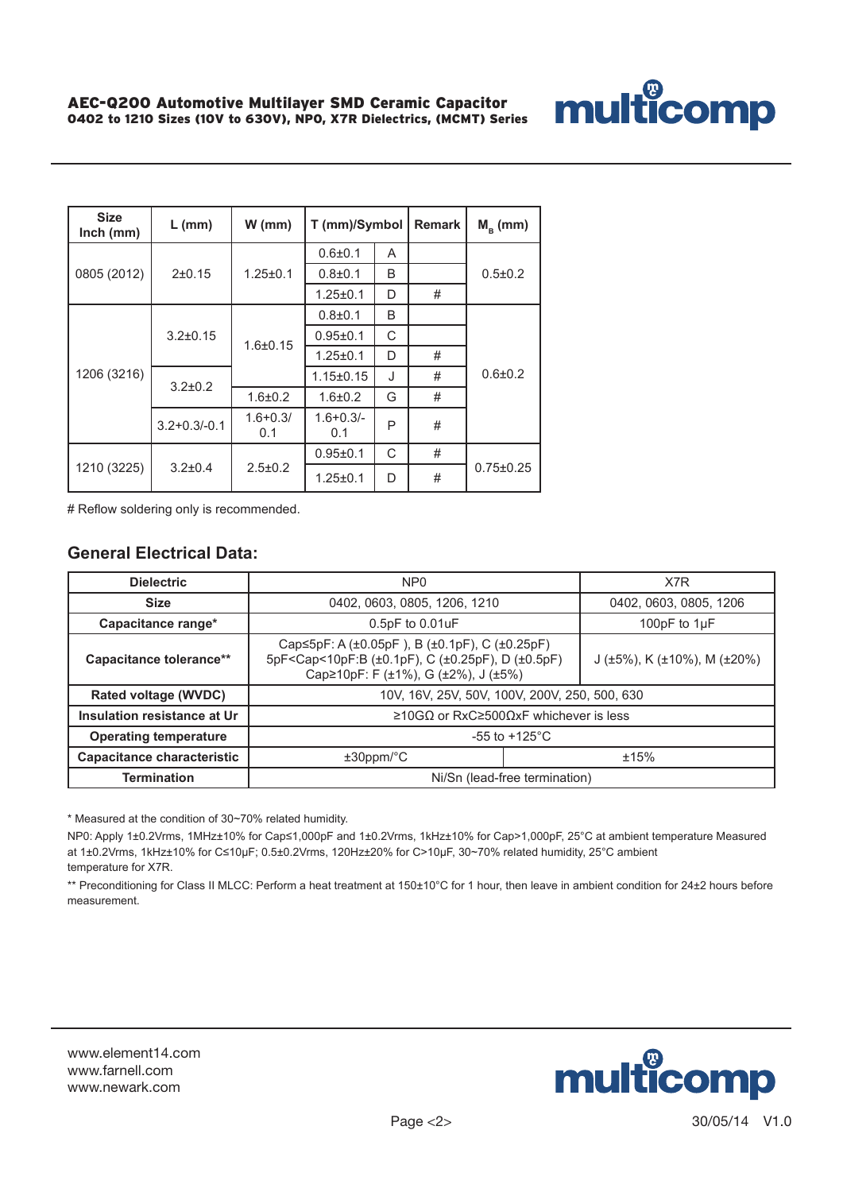| Size Inch (mm) | L (mm) | W (mm) | T (mm)/Symbol | | Remark | $M_B$ (mm) |
|---|---|---|---|---|---|---|
| 0805 (2012) | 2±0.15 | 1.25±0.1 | 0.6±0.1 | A | | 0.5±0.2 |
| | | | 0.8±0.1 | B | | |
| | | | 1.25±0.1 | D | # | |
| 1206 (3216) | 3.2±0.15 | 1.6±0.15 | 0.8±0.1 | B | | 0.6±0.2 |
| | | | 0.95±0.1 | C | | |
| | | | 1.25±0.1 | D | # | |
| | 3.2±0.2 | | 1.15±0.15 | J | # | |
| | | 1.6±0.2 | 1.6±0.2 | G | # | |
| | 3.2+0.3/-0.1 | 1.6+0.3/ 0.1 | 1.6+0.3/- 0.1 | P | # | |
| 1210 (3225) | 3.2±0.4 | 2.5±0.2 | 0.95±0.1 | C | # | 0.75±0.25 |
| | | | 1.25±0.1 | D | # | |

# Reflow soldering only is recommended.

## General Electrical Data:

| Dielectric | NP0 | | X7R |
|---|---|---|---|
| Size | 0402, 0603, 0805, 1206, 1210 | | 0402, 0603, 0805, 1206 |
| Capacitance range* | 0.5pF to 0.01uF | | 100pF to 1μF |
| Capacitance tolerance** | Cap≤5pF: A (±0.05pF ), B (±0.1pF), C (±0.25pF) 5pF<Cap<10pF:B (±0.1pF), C (±0.25pF), D (±0.5pF) Cap≥10pF: F (±1%), G (±2%), J (±5%) | | J (±5%), K (±10%), M (±20%) |
| Rated voltage (WVDC) | 10V, 16V, 25V, 50V, 100V, 200V, 250, 500, 630 | | |
| Insulation resistance at Ur | ≥10GΩ or RxC≥500ΩxF whichever is less | | |
| Operating temperature | -55 to +125°C | | |
| Capacitance characteristic | ±30ppm/°C | ±15% | |
| Termination | Ni/Sn (lead-free termination) | | |

* Measured at the condition of 30~70% related humidity.

NP0: Apply 1±0.2Vrms, 1MHz±10% for Cap≤1,000pF and 1±0.2Vrms, 1kHz±10% for Cap>1,000pF, 25°C at ambient temperature Measured at 1±0.2Vrms, 1kHz±10% for C≤10μF; 0.5±0.2Vrms, 120Hz±20% for C>10μF, 30~70% related humidity, 25°C ambient temperature for X7R.

** Preconditioning for Class II MLCC: Perform a heat treatment at 150±10°C for 1 hour, then leave in ambient condition for 24±2 hours before measurement.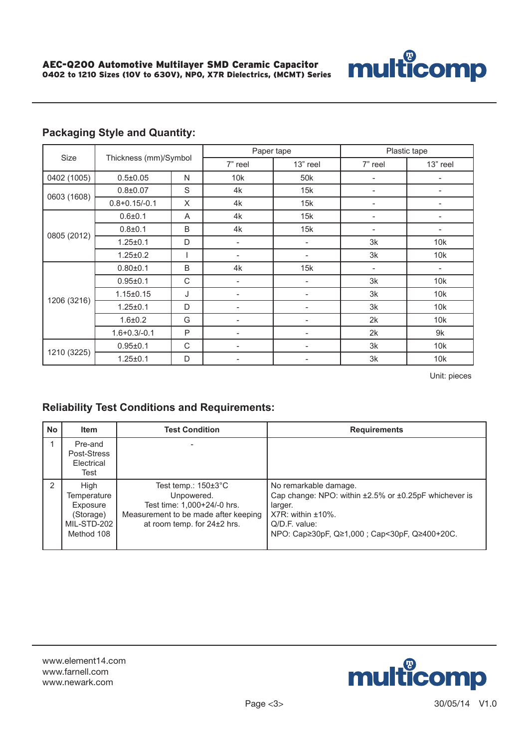## Packaging Style and Quantity:

| Size | Thickness (mm)/Symbol | | Paper tape | | Plastic tape | |
|---|---|---|---|---|---|---|
| | | | 7" reel | 13" reel | 7" reel | 13" reel |
| 0402 (1005) | 0.5±0.05 | N | 10k | 50k | - | - |
| 0603 (1608) | 0.8±0.07 | S | 4k | 15k | - | - |
| | 0.8+0.15/-0.1 | X | 4k | 15k | - | - |
| 0805 (2012) | 0.6±0.1 | A | 4k | 15k | - | - |
| | 0.8±0.1 | B | 4k | 15k | - | - |
| | 1.25±0.1 | D | - | - | 3k | 10k |
| | 1.25±0.2 | I | - | - | 3k | 10k |
| 1206 (3216) | 0.80±0.1 | B | 4k | 15k | - | - |
| | 0.95±0.1 | C | - | - | 3k | 10k |
| | 1.15±0.15 | J | - | - | 3k | 10k |
| | 1.25±0.1 | D | - | - | 3k | 10k |
| | 1.6±0.2 | G | - | - | 2k | 10k |
| | 1.6+0.3/-0.1 | P | - | - | 2k | 9k |
| 1210 (3225) | 0.95±0.1 | C | - | - | 3k | 10k |
| | 1.25±0.1 | D | - | - | 3k | 10k |

Unit: pieces

## Reliability Test Conditions and Requirements:

| No | Item | Test Condition | Requirements |
|---|---|---|---|
| 1 | Pre-and Post-Stress Electrical Test | - | |
| 2 | High Temperature Exposure (Storage) MIL-STD-202 Method 108 | Test temp.: 150±3°C<br>Unpowered.<br>Test time: 1,000+24/-0 hrs.<br>Measurement to be made after keeping at room temp. for 24±2 hrs. | No remarkable damage.<br>Cap change: NPO: within ±2.5% or ±0.25pF whichever is larger.<br>X7R: within ±10%.<br>Q/D.F. value:<br>NPO: Cap≥30pF, Q≥1,000 ; Cap<30pF, Q≥400+20C. |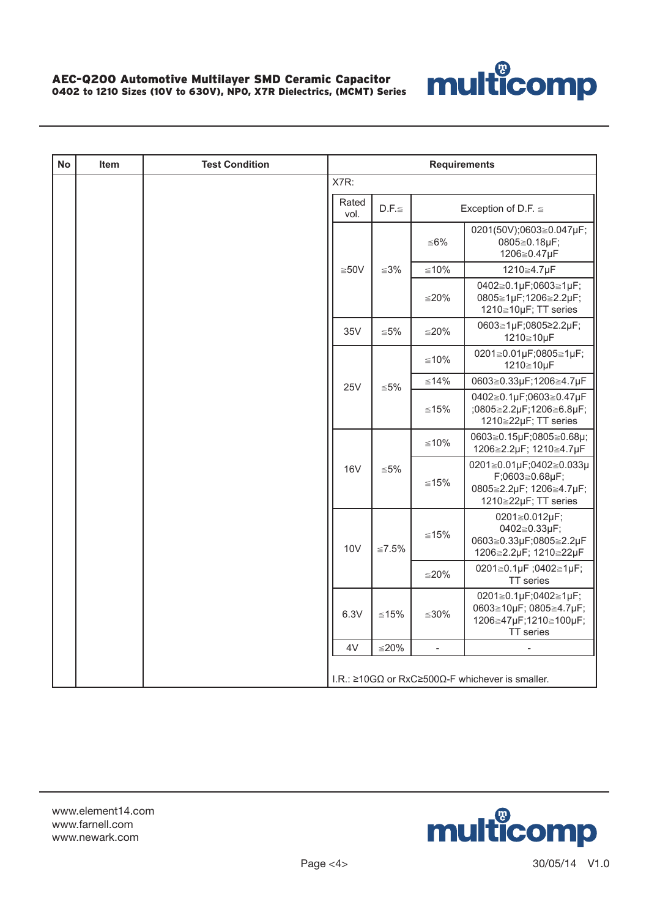| No | Item | Test Condition | Requirements | | | |
|---|---|---|---|---|---|---|
| | | | X7R: | | | |
| | | | Rated vol. | D.F.≦ | Exception of D.F. ≦ | |
| | | | ≧50V | ≦3% | ≦6% | 0201(50V);0603≧0.047μF; 0805≧0.18μF; 1206≧0.47μF |
| | | | | | ≦10% | 1210≧4.7μF |
| | | | | | ≦20% | 0402≧0.1μF;0603≧1μF; 0805≧1μF;1206≧2.2μF; 1210≧10μF; TT series |
| | | | 35V | ≦5% | ≦20% | 0603≧1μF;0805≥2.2μF; 1210≧10μF |
| | | | 25V | ≦5% | ≦10% | 0201≧0.01μF;0805≧1μF; 1210≧10μF |
| | | | | | ≦14% | 0603≧0.33μF;1206≧4.7μF |
| | | | | | ≦15% | 0402≧0.1μF;0603≧0.47μF ;0805≧2.2μF;1206≧6.8μF; 1210≧22μF; TT series |
| | | | 16V | ≦5% | ≦10% | 0603≧0.15μF;0805≧0.68μ; 1206≧2.2μF; 1210≧4.7μF |
| | | | | | ≦15% | 0201≧0.01μF;0402≧0.033μF;0603≧0.68μF; 0805≧2.2μF; 1206≧4.7μF; 1210≧22μF; TT series |
| | | | 10V | ≦7.5% | ≦15% | 0201≧0.012μF; 0402≧0.33μF; 0603≧0.33μF;0805≧2.2μF 1206≧2.2μF; 1210≧22μF |
| | | | | | ≦20% | 0201≧0.1μF ;0402≧1μF; TT series |
| | | | 6.3V | ≦15% | ≦30% | 0201≧0.1μF;0402≧1μF; 0603≧10μF; 0805≧4.7μF; 1206≧47μF;1210≧100μF; TT series |
| | | | 4V | ≦20% | - | - |
| | | | I.R.: ≥10GΩ or RxC≥500Ω-F whichever is smaller. | | | |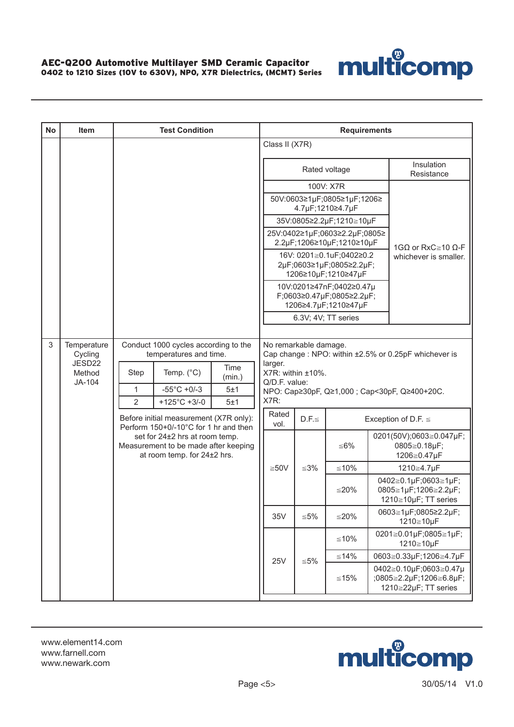| No | Item | Test Condition | Requirements |
|---|---|---|---|
| | | | Class II (X7R) |

| Rated voltage | Insulation Resistance |
|---|---|
| 100V: X7R | 1GΩ or RxC≧10 Ω-F whichever is smaller. |
| 50V:0603≥1μF;0805≥1μF;1206≥ 4.7μF;1210≥4.7μF | |
| 35V:0805≥2.2μF;1210≧10μF | |
| 25V:0402≥1μF;0603≥2.2μF;0805≥ 2.2μF;1206≥10μF;1210≥10μF | |
| 16V: 0201≧0.1uF;0402≥0.2 2μF;0603≥1μF;0805≥2.2μF; 1206≥10μF;1210≥47μF | |
| 10V:0201≥47nF;0402≥0.47μ F;0603≥0.47μF;0805≥2.2μF; 1206≥4.7μF;1210≥47μF | |
| 6.3V; 4V; TT series | |

| No | Item | Test Condition | Requirements |
|---|---|---|---|
| 3 | Temperature Cycling JESD22 Method JA-104 | Conduct 1000 cycles according to the temperatures and time. | No remarkable damage.<br>Cap change : NPO: within ±2.5% or 0.25pF whichever is larger.<br>X7R: within ±10%.<br>Q/D.F. value:<br>NPO: Cap≥30pF, Q≥1,000 ; Cap<30pF, Q≥400+20C.<br>X7R: |

| Step | Temp. (°C) | Time (min.) |
|---|---|---|
| 1 | -55°C +0/-3 | 5±1 |
| 2 | +125°C +3/-0 | 5±1 |

Before initial measurement (X7R only): Perform 150+0/-10°C for 1 hr and then set for 24±2 hrs at room temp. Measurement to be made after keeping at room temp. for 24±2 hrs.

| Rated vol. | D.F.≦ | Exception of D.F. ≦ | |
|---|---|---|---|
| ≧50V | ≦3% | ≦6% | 0201(50V);0603≧0.047μF; 0805≧0.18μF; 1206≧0.47μF |
| | | ≦10% | 1210≧4.7μF |
| | | ≦20% | 0402≧0.1μF;0603≧1μF; 0805≧1μF;1206≧2.2μF; 1210≧10μF; TT series |
| 35V | ≦5% | ≦20% | 0603≧1μF;0805≧2.2μF; 1210≧10μF |
| 25V | ≦5% | ≦10% | 0201≧0.01μF;0805≧1μF; 1210≧10μF |
| | | ≦14% | 0603≧0.33μF;1206≧4.7μF |
| | | ≦15% | 0402≧0.10μF;0603≧0.47μ ;0805≧2.2μF;1206≧6.8μF; 1210≧22μF; TT series |

www.element14.com
www.farnell.com
www.newark.com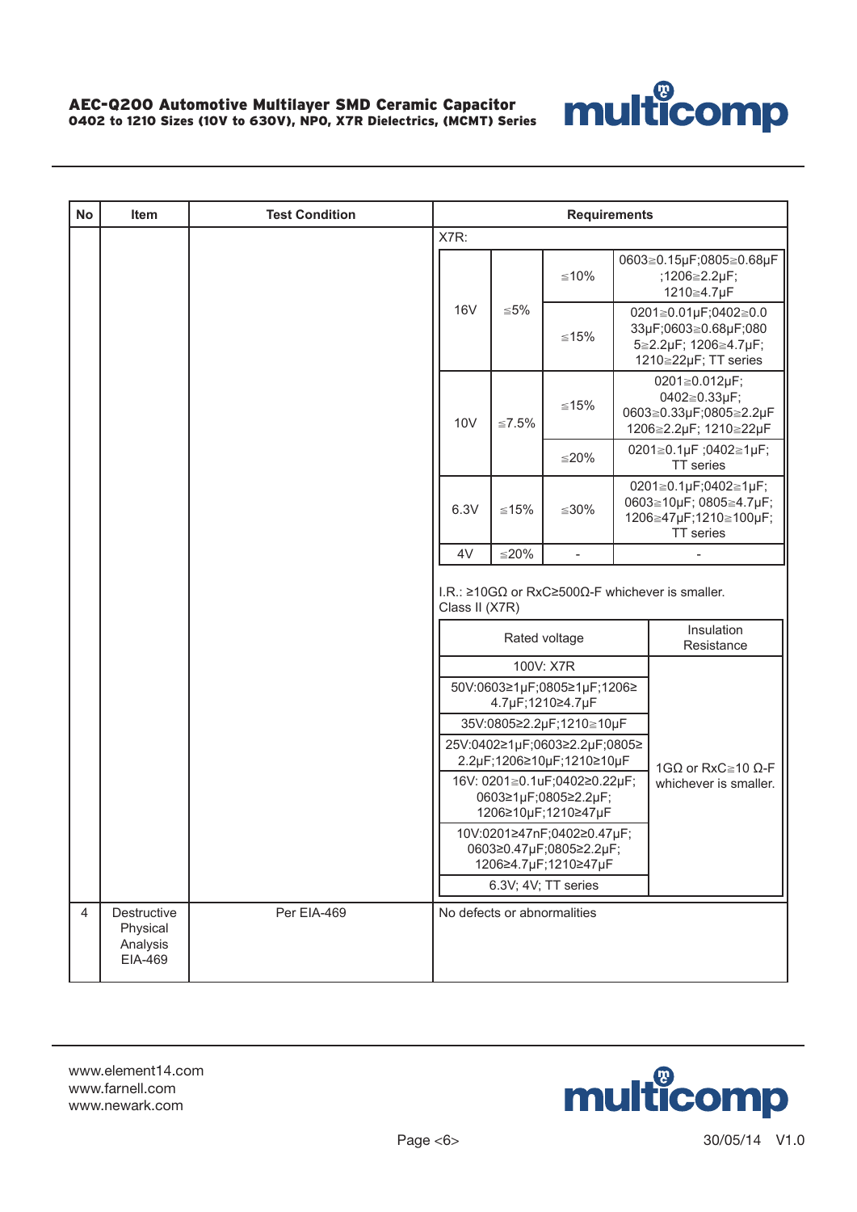| No | Item | Test Condition | Requirements |
|---|---|---|---|
| | | | X7R: |

| Rated voltage | DF | Cap. change | Condition |
|---|---|---|---|
| 16V | ≦5% | ≦10% | 0603≧0.15µF;0805≧0.68µF ;1206≧2.2µF; 1210≧4.7µF |
| | | ≦15% | 0201≧0.01µF;0402≧0.033µF;0603≧0.68µF;0805≧2.2µF; 1206≧4.7µF; 1210≧22µF; TT series |
| 10V | ≦7.5% | ≦15% | 0201≧0.012µF; 0402≧0.33µF; 0603≧0.33µF;0805≧2.2µF 1206≧2.2µF; 1210≧22µF |
| | | ≦20% | 0201≧0.1µF ;0402≧1µF; TT series |
| 6.3V | ≦15% | ≦30% | 0201≧0.1µF;0402≧1µF; 0603≧10µF; 0805≧4.7µF; 1206≧47µF;1210≧100µF; TT series |
| 4V | ≦20% | - | - |

I.R.: ≥10GΩ or RxC≥500Ω-F whichever is smaller.

Class II (X7R)

| Rated voltage | Insulation Resistance |
|---|---|
| 100V: X7R | 1GΩ or RxC≧10 Ω-F whichever is smaller. |
| 50V:0603≥1µF;0805≥1µF;1206≥4.7µF;1210≥4.7µF | |
| 35V:0805≥2.2µF;1210≧10µF | |
| 25V:0402≥1µF;0603≥2.2µF;0805≥2.2µF;1206≥10µF;1210≥10µF | |
| 16V: 0201≧0.1uF;0402≥0.22µF; 0603≥1µF;0805≥2.2µF; 1206≥10µF;1210≥47µF | |
| 10V:0201≥47nF;0402≥0.47µF; 0603≥0.47µF;0805≥2.2µF; 1206≥4.7µF;1210≥47µF | |
| 6.3V; 4V; TT series | |

| No | Item | Test Condition | Requirements |
|---|---|---|---|
| 4 | Destructive Physical Analysis EIA-469 | Per EIA-469 | No defects or abnormalities |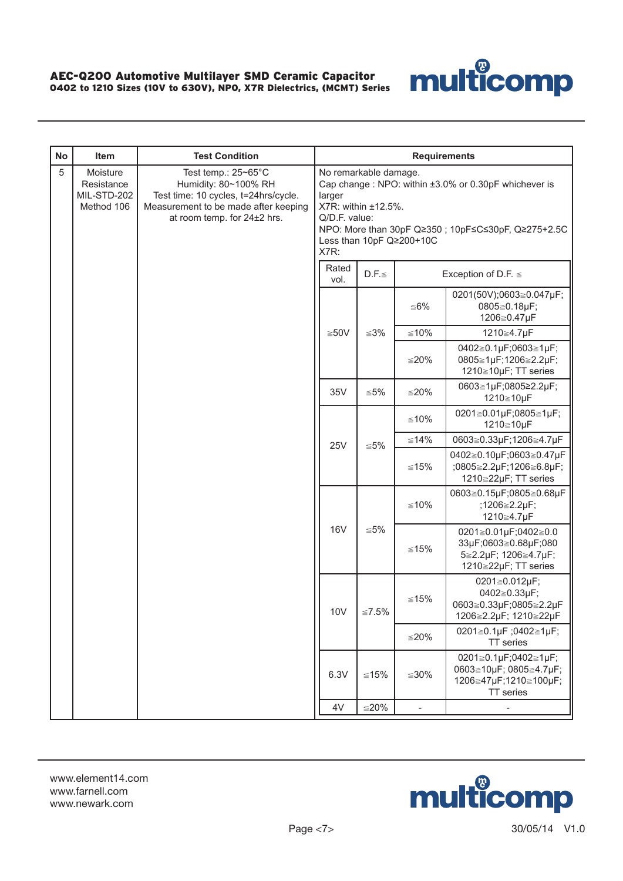| No | Item | Test Condition | Requirements | | | |
|---|---|---|---|---|---|---|
| 5 | Moisture Resistance MIL-STD-202 Method 106 | Test temp.: 25~65°C<br>Humidity: 80~100% RH<br>Test time: 10 cycles, t=24hrs/cycle.<br>Measurement to be made after keeping at room temp. for 24±2 hrs. | No remarkable damage.<br>Cap change : NPO: within ±3.0% or 0.30pF whichever is larger<br>X7R: within ±12.5%.<br>Q/D.F. value:<br>NPO: More than 30pF Q≥350 ; 10pF≤C≤30pF, Q≥275+2.5C<br>Less than 10pF Q≥200+10C<br>X7R: | | | |
| | | | Rated vol. | D.F.≦ | Exception of D.F. ≦ | |
| | | | ≧50V | ≦3% | ≦6% | 0201(50V);0603≧0.047μF; 0805≧0.18μF; 1206≧0.47μF |
| | | | | | ≦10% | 1210≧4.7μF |
| | | | | | ≦20% | 0402≧0.1μF;0603≧1μF; 0805≧1μF;1206≧2.2μF; 1210≧10μF; TT series |
| | | | 35V | ≦5% | ≦20% | 0603≧1μF;0805≥2.2μF; 1210≧10μF |
| | | | 25V | ≦5% | ≦10% | 0201≧0.01μF;0805≧1μF; 1210≧10μF |
| | | | | | ≦14% | 0603≧0.33μF;1206≧4.7μF |
| | | | | | ≦15% | 0402≧0.10μF;0603≧0.47μF ;0805≧2.2μF;1206≧6.8μF; 1210≧22μF; TT series |
| | | | 16V | ≦5% | ≦10% | 0603≧0.15μF;0805≧0.68μF ;1206≧2.2μF; 1210≧4.7μF |
| | | | | | ≦15% | 0201≧0.01μF;0402≧0.033μF;0603≧0.68μF;0805≧2.2μF; 1206≧4.7μF; 1210≧22μF; TT series |
| | | | 10V | ≦7.5% | ≦15% | 0201≧0.012μF; 0402≧0.33μF; 0603≧0.33μF;0805≧2.2μF 1206≧2.2μF; 1210≧22μF |
| | | | | | ≦20% | 0201≧0.1μF ;0402≧1μF; TT series |
| | | | 6.3V | ≦15% | ≦30% | 0201≧0.1μF;0402≧1μF; 0603≧10μF; 0805≧4.7μF; 1206≧47μF;1210≧100μF; TT series |
| | | | 4V | ≦20% | - | - |

www.element14.com
www.farnell.com
www.newark.com

30/05/14 V1.0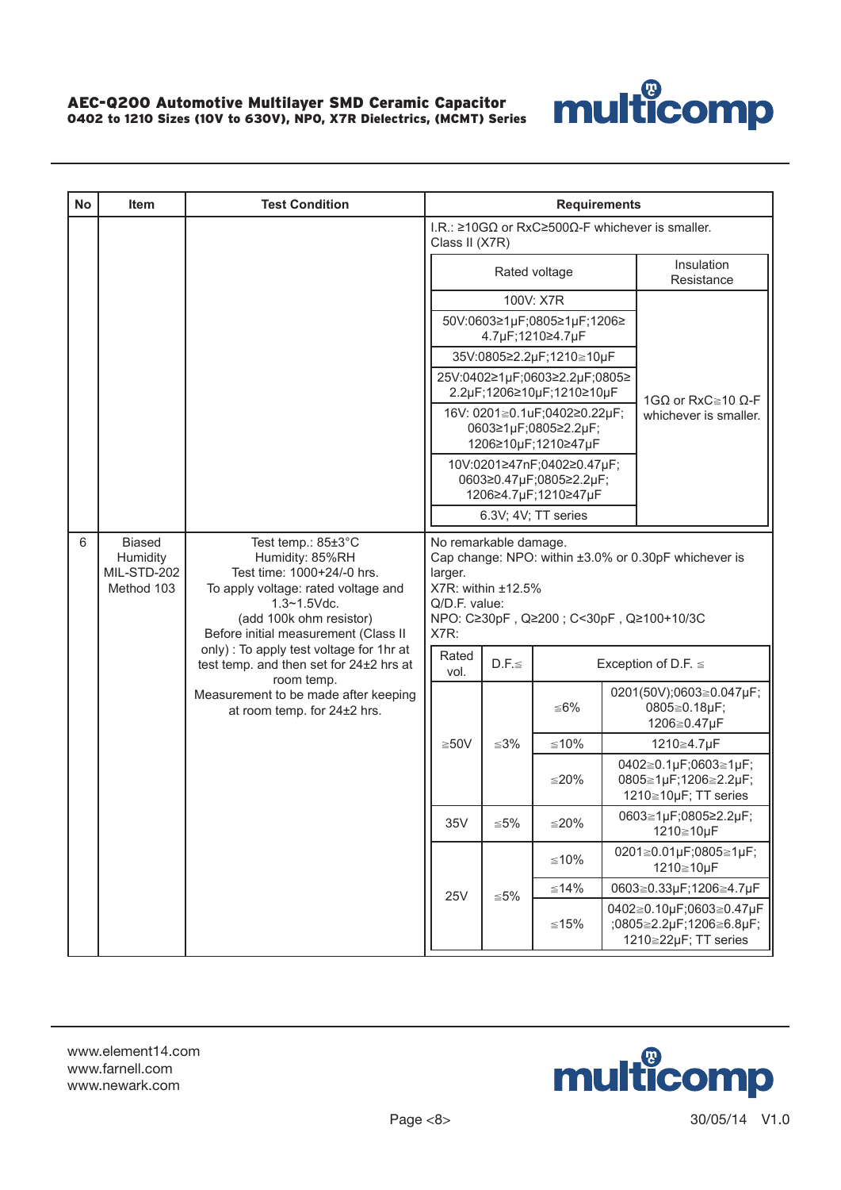| No | Item | Test Condition | Requirements |
|---|---|---|---|
| | | | I.R.: ≥10GΩ or RxC≥500Ω-F whichever is smaller.<br>Class II (X7R) |

| Rated voltage | Insulation Resistance |
|---|---|
| 100V: X7R | |
| 50V:0603≥1μF;0805≥1μF;1206≥ 4.7μF;1210≥4.7μF | |
| 35V:0805≥2.2μF;1210≧10μF | |
| 25V:0402≥1μF;0603≥2.2μF;0805≥ 2.2μF;1206≥10μF;1210≥10μF | 1GΩ or RxC≧10 Ω-F whichever is smaller. |
| 16V: 0201≧0.1uF;0402≥0.22μF; 0603≥1μF;0805≥2.2μF; 1206≥10μF;1210≥47μF | |
| 10V:0201≥47nF;0402≥0.47μF; 0603≥0.47μF;0805≥2.2μF; 1206≥4.7μF;1210≥47μF | |
| 6.3V; 4V; TT series | |

| No | Item | Test Condition | Requirements |
|---|---|---|---|
| 6 | Biased Humidity MIL-STD-202 Method 103 | Test temp.: 85±3°C<br>Humidity: 85%RH<br>Test time: 1000+24/-0 hrs.<br>To apply voltage: rated voltage and 1.3~1.5Vdc.<br>(add 100k ohm resistor)<br>Before initial measurement (Class II only) : To apply test voltage for 1hr at test temp. and then set for 24±2 hrs at room temp.<br>Measurement to be made after keeping at room temp. for 24±2 hrs. | No remarkable damage.<br>Cap change: NPO: within ±3.0% or 0.30pF whichever is larger.<br>X7R: within ±12.5%<br>Q/D.F. value:<br>NPO: C≥30pF , Q≥200 ; C<30pF , Q≥100+10/3C<br>X7R: |

| Rated vol. | D.F.≦ | Exception of D.F. ≦ | |
|---|---|---|---|
| ≧50V | ≦3% | ≦6% | 0201(50V);0603≧0.047μF; 0805≧0.18μF; 1206≧0.47μF |
| | | ≦10% | 1210≧4.7μF |
| | | ≦20% | 0402≧0.1μF;0603≧1μF; 0805≧1μF;1206≧2.2μF; 1210≧10μF; TT series |
| 35V | ≦5% | ≦20% | 0603≧1μF;0805≧2.2μF; 1210≧10μF |
| 25V | ≦5% | ≦10% | 0201≧0.01μF;0805≧1μF; 1210≧10μF |
| | | ≦14% | 0603≧0.33μF;1206≧4.7μF |
| | | ≦15% | 0402≧0.10μF;0603≧0.47μF ;0805≧2.2μF;1206≧6.8μF; 1210≧22μF; TT series |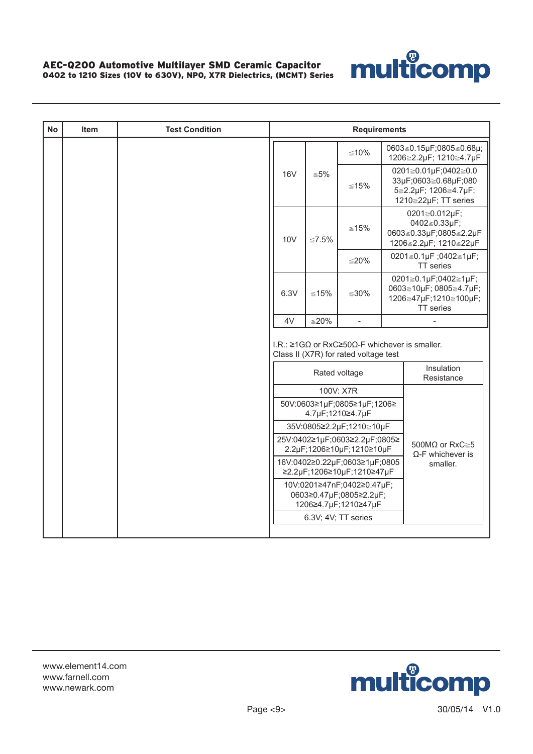| No | Item | Test Condition | Requirements |
|---|---|---|---|
| | | | |

| | | | |
|---|---|---|---|
| 16V | ≦5% | ≦10% | 0603≧0.15μF;0805≧0.68μ; 1206≧2.2μF; 1210≧4.7μF |
| | | ≦15% | 0201≧0.01μF;0402≧0.033μF;0603≧0.68μF;0805≧2.2μF; 1206≧4.7μF; 1210≧22μF; TT series |
| 10V | ≦7.5% | ≦15% | 0201≧0.012μF; 0402≧0.33μF; 0603≧0.33μF;0805≧2.2μF 1206≧2.2μF; 1210≧22μF |
| | | ≦20% | 0201≧0.1μF ;0402≧1μF; TT series |
| 6.3V | ≦15% | ≦30% | 0201≧0.1μF;0402≧1μF; 0603≧10μF; 0805≧4.7μF; 1206≧47μF;1210≧100μF; TT series |
| 4V | ≦20% | - | - |

I.R.: ≥1GΩ or RxC≥50Ω-F whichever is smaller.
Class II (X7R) for rated voltage test

| Rated voltage | Insulation Resistance |
|---|---|
| 100V: X7R | 500MΩ or RxC≧5 Ω-F whichever is smaller. |
| 50V:0603≥1μF;0805≥1μF;1206≥4.7μF;1210≥4.7μF | |
| 35V:0805≥2.2μF;1210≧10μF | |
| 25V:0402≥1μF;0603≥2.2μF;0805≥2.2μF;1206≥10μF;1210≥10μF | |
| 16V:0402≥0.22μF;0603≥1μF;0805≥2.2μF;1206≥10μF;1210≥47μF | |
| 10V:0201≥47nF;0402≥0.47μF; 0603≥0.47μF;0805≥2.2μF; 1206≥4.7μF;1210≥47μF | |
| 6.3V; 4V; TT series | |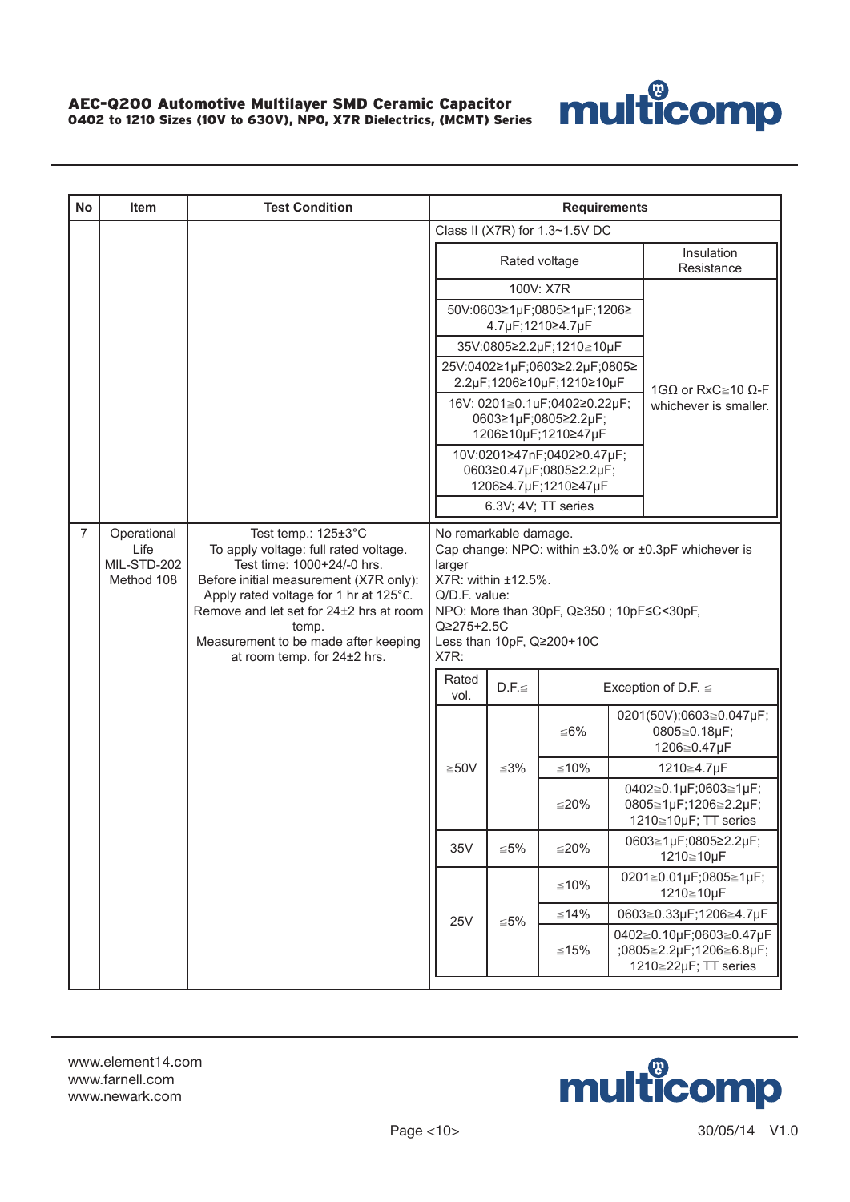| No | Item | Test Condition | Requirements |
|---|---|---|---|
| | | | Class II (X7R) for 1.3~1.5V DC<br><br>\| Rated voltage \| Insulation Resistance \|<br>\| 100V: X7R \| 1GΩ or RxC≧10 Ω-F whichever is smaller. \|<br>\| 50V:0603≥1µF;0805≥1µF;1206≥4.7µF;1210≥4.7µF \| \|<br>\| 35V:0805≥2.2µF;1210≧10µF \| \|<br>\| 25V:0402≥1µF;0603≥2.2µF;0805≥2.2µF;1206≥10µF;1210≥10µF \| \|<br>\| 16V: 0201≧0.1uF;0402≥0.22µF;0603≥1µF;0805≥2.2µF;1206≥10µF;1210≥47µF \| \|<br>\| 10V:0201≥47nF;0402≥0.47µF;0603≥0.47µF;0805≥2.2µF;1206≥4.7µF;1210≥47µF \| \|<br>\| 6.3V; 4V; TT series \| \| |
| 7 | Operational Life MIL-STD-202 Method 108 | Test temp.: 125±3°C<br>To apply voltage: full rated voltage.<br>Test time: 1000+24/-0 hrs.<br>Before initial measurement (X7R only): Apply rated voltage for 1 hr at 125°C. Remove and let set for 24±2 hrs at room temp.<br>Measurement to be made after keeping at room temp. for 24±2 hrs. | No remarkable damage.<br>Cap change: NPO: within ±3.0% or ±0.3pF whichever is larger<br>X7R: within ±12.5%.<br>Q/D.F. value:<br>NPO: More than 30pF, Q≥350 ; 10pF≤C<30pF, Q≥275+2.5C<br>Less than 10pF, Q≥200+10C<br>X7R:<br><br>\| Rated vol. \| D.F.≦ \| Exception of D.F. ≦ \| \|<br>\| ≧50V \| ≦3% \| ≦6% \| 0201(50V);0603≧0.047µF;0805≧0.18µF;1206≧0.47µF \|<br>\| \| \| ≦10% \| 1210≧4.7µF \|<br>\| \| \| ≦20% \| 0402≧0.1µF;0603≧1µF;0805≧1µF;1206≧2.2µF;1210≧10µF; TT series \|<br>\| 35V \| ≦5% \| ≦20% \| 0603≧1µF;0805≥2.2µF;1210≧10µF \|<br>\| 25V \| ≦5% \| ≦10% \| 0201≧0.01µF;0805≧1µF;1210≧10µF \|<br>\| \| \| ≦14% \| 0603≧0.33µF;1206≧4.7µF \|<br>\| \| \| ≦15% \| 0402≧0.10µF;0603≧0.47µF;0805≧2.2µF;1206≧6.8µF;1210≧22µF; TT series \| |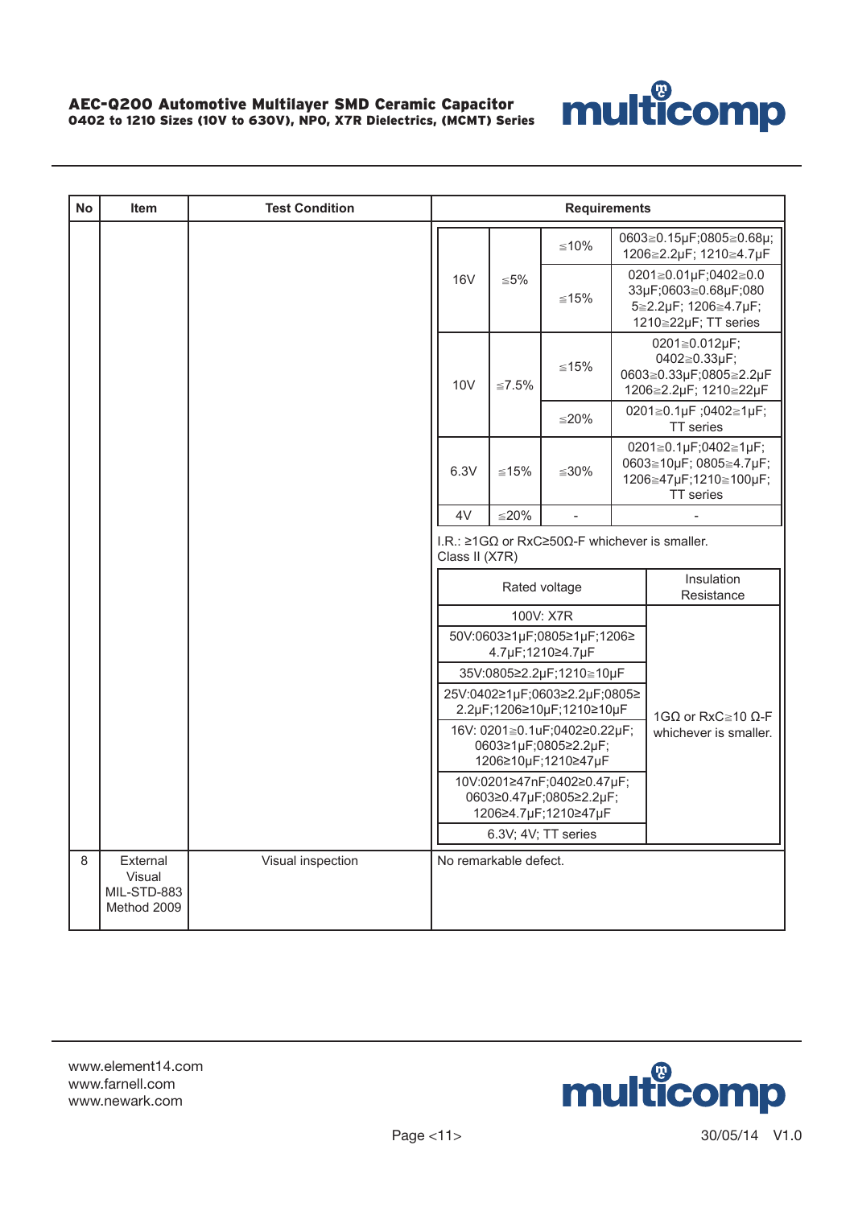| No | Item | Test Condition | Requirements |
|---|---|---|---|
| | | | (continued, see nested tables below) |
| 8 | External Visual MIL-STD-883 Method 2009 | Visual inspection | No remarkable defect. |

| | | | |
|---|---|---|---|
| 16V | ≦5% | ≦10% | 0603≧0.15μF;0805≧0.68μ; 1206≧2.2μF; 1210≧4.7μF |
| | | ≦15% | 0201≧0.01μF;0402≧0.033μF;0603≧0.68μF;0805≧2.2μF; 1206≧4.7μF; 1210≧22μF; TT series |
| 10V | ≦7.5% | ≦15% | 0201≧0.012μF; 0402≧0.33μF; 0603≧0.33μF;0805≧2.2μF 1206≧2.2μF; 1210≧22μF |
| | | ≦20% | 0201≧0.1μF ;0402≧1μF; TT series |
| 6.3V | ≦15% | ≦30% | 0201≧0.1μF;0402≧1μF; 0603≧10μF; 0805≧4.7μF; 1206≧47μF;1210≧100μF; TT series |
| 4V | ≦20% | - | - |

I.R.: ≥1GΩ or RxC≥50Ω-F whichever is smaller.
Class II (X7R)

| Rated voltage | Insulation Resistance |
|---|---|
| 100V: X7R | 1GΩ or RxC≧10 Ω-F whichever is smaller. |
| 50V:0603≥1μF;0805≥1μF;1206≥4.7μF;1210≥4.7μF | |
| 35V:0805≥2.2μF;1210≧10μF | |
| 25V:0402≥1μF;0603≥2.2μF;0805≥2.2μF;1206≥10μF;1210≥10μF | |
| 16V: 0201≧0.1uF;0402≥0.22μF; 0603≥1μF;0805≥2.2μF; 1206≥10μF;1210≥47μF | |
| 10V:0201≥47nF;0402≥0.47μF; 0603≥0.47μF;0805≥2.2μF; 1206≥4.7μF;1210≥47μF | |
| 6.3V; 4V; TT series | |

www.element14.com
www.farnell.com
www.newark.com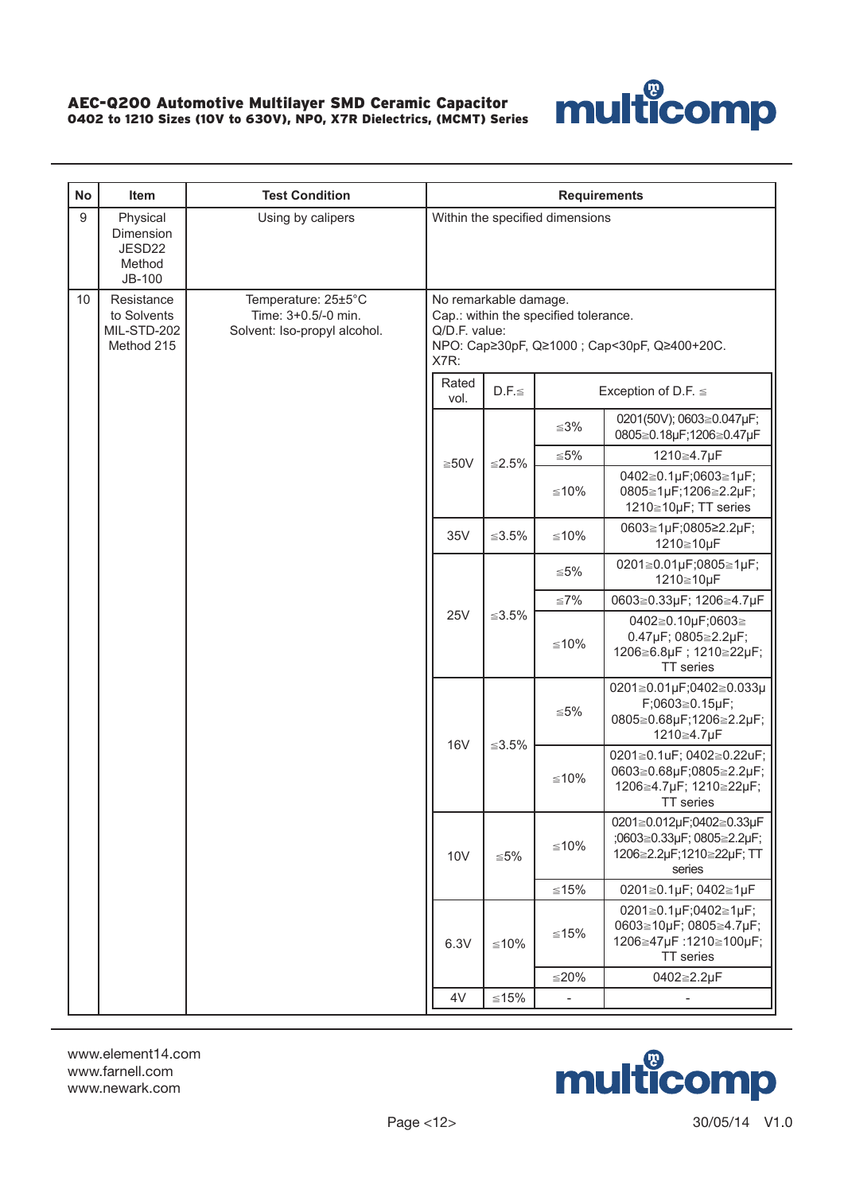| No | Item | Test Condition | Requirements |
|---|---|---|---|
| 9 | Physical Dimension JESD22 Method JB-100 | Using by calipers | Within the specified dimensions |
| 10 | Resistance to Solvents MIL-STD-202 Method 215 | Temperature: 25±5°C<br>Time: 3+0.5/-0 min.<br>Solvent: Iso-propyl alcohol. | No remarkable damage.<br>Cap.: within the specified tolerance.<br>Q/D.F. value:<br>NPO: Cap≥30pF, Q≥1000 ; Cap<30pF, Q≥400+20C.<br>X7R: |

| Rated vol. | D.F.≦ | Exception of D.F. ≦ | |
|---|---|---|---|
| ≧50V | ≦2.5% | ≦3% | 0201(50V); 0603≧0.047μF; 0805≧0.18μF;1206≧0.47μF |
| | | ≦5% | 1210≧4.7μF |
| | | ≦10% | 0402≧0.1μF;0603≧1μF; 0805≧1μF;1206≧2.2μF; 1210≧10μF; TT series |
| 35V | ≦3.5% | ≦10% | 0603≧1μF;0805≥2.2μF; 1210≧10μF |
| 25V | ≦3.5% | ≦5% | 0201≧0.01μF;0805≧1μF; 1210≧10μF |
| | | ≦7% | 0603≧0.33μF; 1206≧4.7μF |
| | | ≦10% | 0402≧0.10μF;0603≧ 0.47μF; 0805≧2.2μF; 1206≧6.8μF ; 1210≧22μF; TT series |
| 16V | ≦3.5% | ≦5% | 0201≧0.01μF;0402≧0.033μF;0603≧0.15μF; 0805≧0.68μF;1206≧2.2μF; 1210≧4.7μF |
| | | ≦10% | 0201≧0.1uF; 0402≧0.22uF; 0603≧0.68μF;0805≧2.2μF; 1206≧4.7μF; 1210≧22μF; TT series |
| 10V | ≦5% | ≦10% | 0201≧0.012μF;0402≧0.33μF ;0603≧0.33μF; 0805≧2.2μF; 1206≧2.2μF;1210≧22μF; TT series |
| | | ≦15% | 0201≧0.1μF; 0402≧1μF |
| 6.3V | ≦10% | ≦15% | 0201≧0.1μF;0402≧1μF; 0603≧10μF; 0805≧4.7μF; 1206≧47μF :1210≧100μF; TT series |
| | | ≦20% | 0402≧2.2μF |
| 4V | ≦15% | - | - |

www.element14.com
www.farnell.com
www.newark.com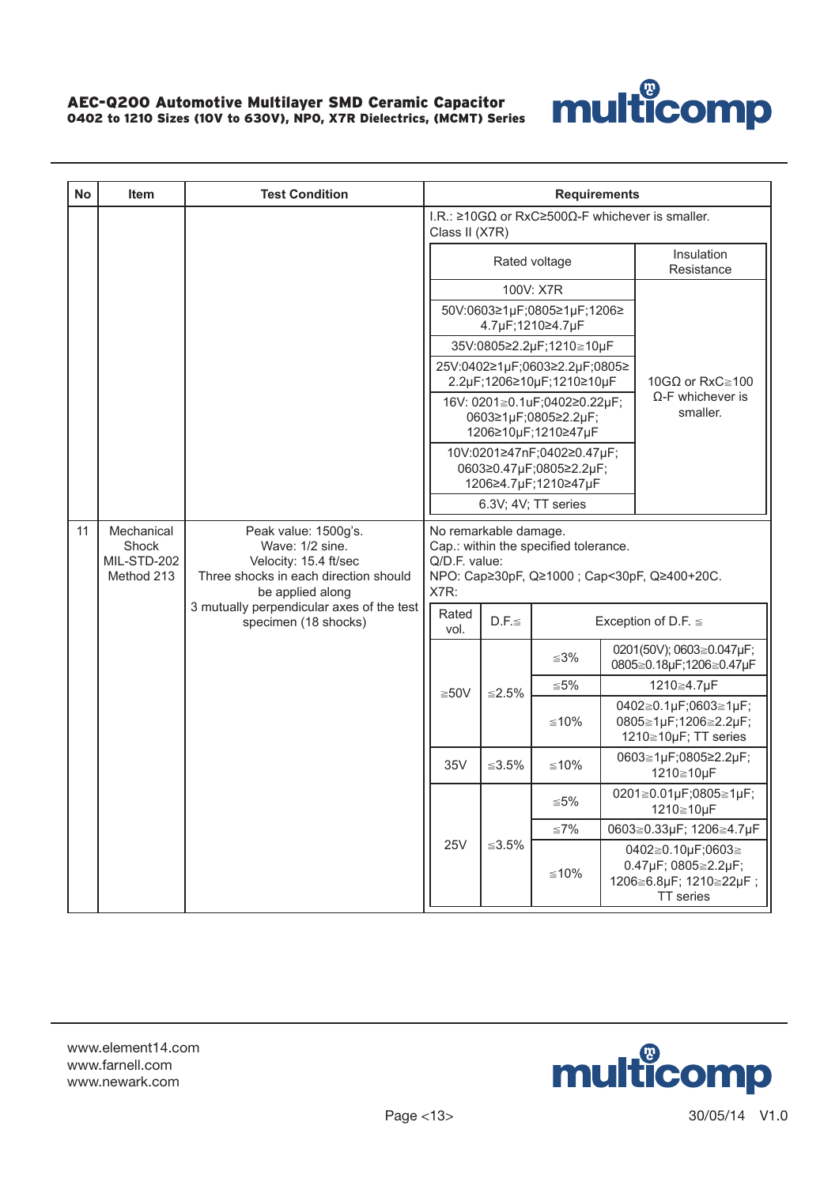| No | Item | Test Condition | Requirements |
|---|---|---|---|
| | | | I.R.: ≥10GΩ or RxC≥500Ω-F whichever is smaller.<br>Class II (X7R)<br><br>Rated voltage / Insulation Resistance:<br>100V: X7R<br>50V:0603≥1μF;0805≥1μF;1206≥4.7μF;1210≥4.7μF<br>35V:0805≥2.2μF;1210≧10μF<br>25V:0402≥1μF;0603≥2.2μF;0805≥2.2μF;1206≥10μF;1210≥10μF<br>16V: 0201≧0.1uF;0402≥0.22μF;0603≥1μF;0805≥2.2μF;1206≥10μF;1210≥47μF<br>10V:0201≥47nF;0402≥0.47μF;0603≥0.47μF;0805≥2.2μF;1206≥4.7μF;1210≥47μF<br>6.3V; 4V; TT series<br>→ 10GΩ or RxC≧100 Ω-F whichever is smaller. |
| 11 | Mechanical Shock MIL-STD-202 Method 213 | Peak value: 1500g's.<br>Wave: 1/2 sine.<br>Velocity: 15.4 ft/sec<br>Three shocks in each direction should be applied along 3 mutually perpendicular axes of the test specimen (18 shocks) | No remarkable damage.<br>Cap.: within the specified tolerance.<br>Q/D.F. value:<br>NPO: Cap≥30pF, Q≥1000 ; Cap<30pF, Q≥400+20C.<br>X7R: (see table below) |

X7R:

| Rated vol. | D.F.≦ | Exception of D.F. ≦ | |
|---|---|---|---|
| ≧50V | ≦2.5% | ≦3% | 0201(50V); 0603≧0.047μF; 0805≧0.18μF;1206≧0.47μF |
| | | ≦5% | 1210≧4.7μF |
| | | ≦10% | 0402≧0.1μF;0603≧1μF; 0805≧1μF;1206≧2.2μF; 1210≧10μF; TT series |
| 35V | ≦3.5% | ≦10% | 0603≧1μF;0805≥2.2μF; 1210≧10μF |
| 25V | ≦3.5% | ≦5% | 0201≧0.01μF;0805≧1μF; 1210≧10μF |
| | | ≦7% | 0603≧0.33μF; 1206≧4.7μF |
| | | ≦10% | 0402≧0.10μF;0603≧0.47μF; 0805≧2.2μF; 1206≧6.8μF; 1210≧22μF ; TT series |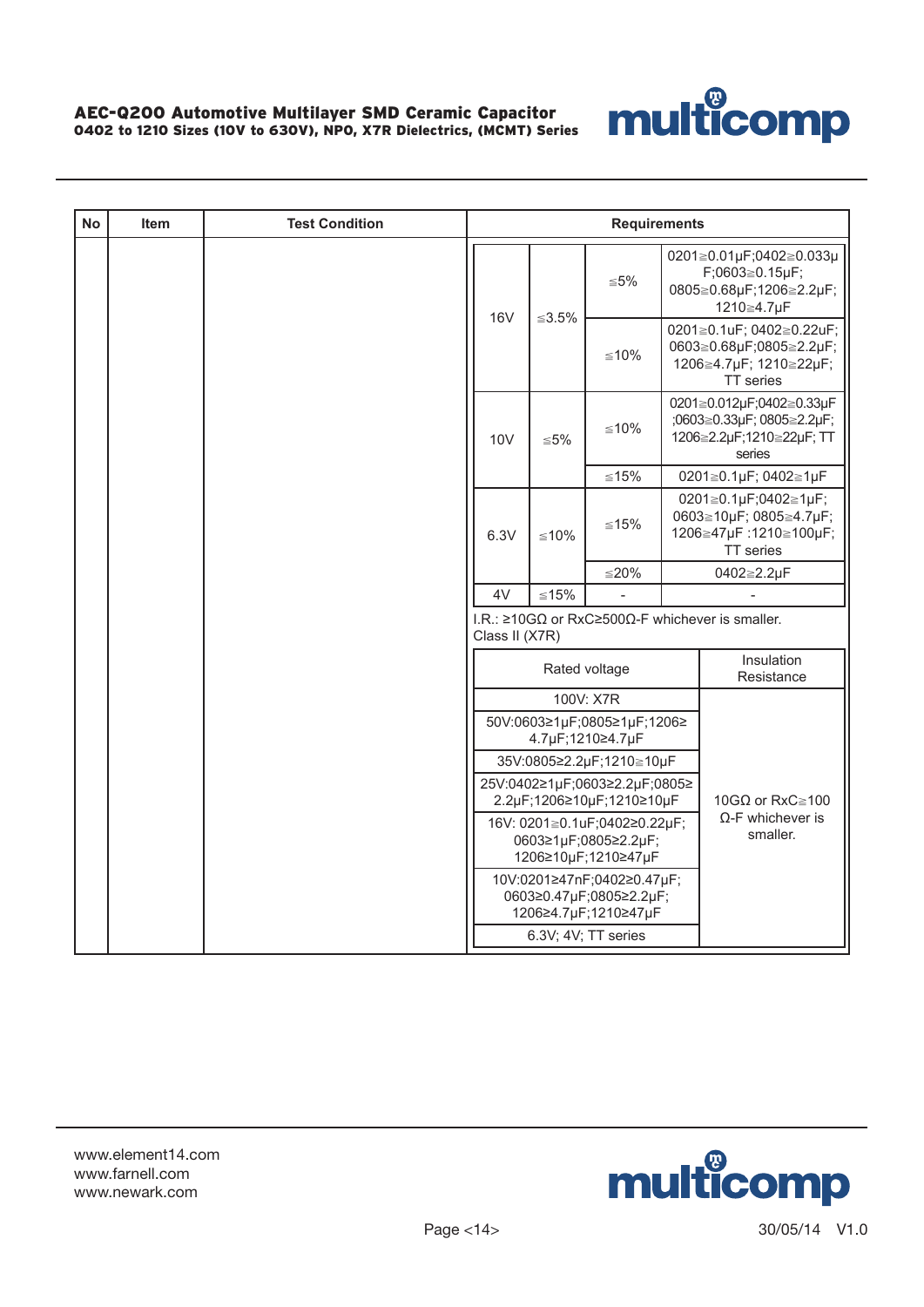| No | Item | Test Condition | Requirements |
|---|---|---|---|
| | | | |

| Voltage | | | |
|---|---|---|---|
| 16V | ≦3.5% | ≦5% | 0201≧0.01μF;0402≧0.033μF;0603≧0.15μF; 0805≧0.68μF;1206≧2.2μF; 1210≧4.7μF |
| | | ≦10% | 0201≧0.1uF; 0402≧0.22uF; 0603≧0.68μF;0805≧2.2μF; 1206≧4.7μF; 1210≧22μF; TT series |
| 10V | ≦5% | ≦10% | 0201≧0.012μF;0402≧0.33μF ;0603≧0.33μF; 0805≧2.2μF; 1206≧2.2μF;1210≧22μF; TT series |
| | | ≦15% | 0201≧0.1μF; 0402≧1μF |
| 6.3V | ≦10% | ≦15% | 0201≧0.1μF;0402≧1μF; 0603≧10μF; 0805≧4.7μF; 1206≧47μF :1210≧100μF; TT series |
| | | ≦20% | 0402≧2.2μF |
| 4V | ≦15% | - | - |

I.R.: ≥10GΩ or RxC≥500Ω-F whichever is smaller.
Class II (X7R)

| Rated voltage | Insulation Resistance |
|---|---|
| 100V: X7R | 10GΩ or RxC≧100 Ω-F whichever is smaller. |
| 50V:0603≥1μF;0805≥1μF;1206≥4.7μF;1210≥4.7μF | |
| 35V:0805≥2.2μF;1210≧10μF | |
| 25V:0402≥1μF;0603≥2.2μF;0805≥2.2μF;1206≥10μF;1210≥10μF | |
| 16V: 0201≧0.1uF;0402≥0.22μF; 0603≥1μF;0805≥2.2μF; 1206≥10μF;1210≥47μF | |
| 10V:0201≥47nF;0402≥0.47μF; 0603≥0.47μF;0805≥2.2μF; 1206≥4.7μF;1210≥47μF | |
| 6.3V; 4V; TT series | |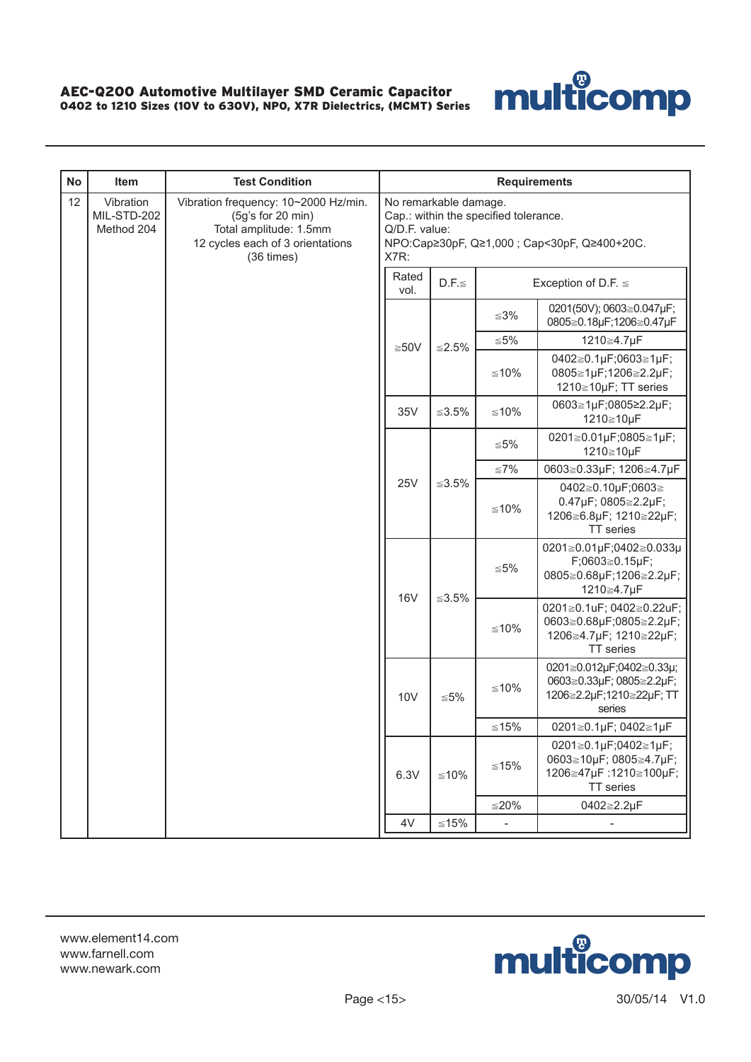| No | Item | Test Condition | Requirements | | | |
|---|---|---|---|---|---|---|
| 12 | Vibration MIL-STD-202 Method 204 | Vibration frequency: 10~2000 Hz/min. (5g's for 20 min) Total amplitude: 1.5mm 12 cycles each of 3 orientations (36 times) | No remarkable damage. Cap.: within the specified tolerance. Q/D.F. value: NPO:Cap≥30pF, Q≥1,000 ; Cap<30pF, Q≥400+20C. X7R: | | | |
| | | | Rated vol. | D.F.≦ | Exception of D.F. ≦ | |
| | | | ≧50V | ≦2.5% | ≦3% | 0201(50V); 0603≧0.047μF; 0805≧0.18μF;1206≧0.47μF |
| | | | | | ≦5% | 1210≧4.7μF |
| | | | | | ≦10% | 0402≧0.1μF;0603≧1μF; 0805≧1μF;1206≧2.2μF; 1210≧10μF; TT series |
| | | | 35V | ≦3.5% | ≦10% | 0603≧1μF;0805≥2.2μF; 1210≧10μF |
| | | | 25V | ≦3.5% | ≦5% | 0201≧0.01μF;0805≧1μF; 1210≧10μF |
| | | | | | ≦7% | 0603≧0.33μF; 1206≧4.7μF |
| | | | | | ≦10% | 0402≧0.10μF;0603≧ 0.47μF; 0805≧2.2μF; 1206≧6.8μF; 1210≧22μF; TT series |
| | | | 16V | ≦3.5% | ≦5% | 0201≧0.01μF;0402≧0.033μF;0603≧0.15μF; 0805≧0.68μF;1206≧2.2μF; 1210≧4.7μF |
| | | | | | ≦10% | 0201≧0.1uF; 0402≧0.22uF; 0603≧0.68μF;0805≧2.2μF; 1206≧4.7μF; 1210≧22μF; TT series |
| | | | 10V | ≦5% | ≦10% | 0201≧0.012μF;0402≧0.33μ; 0603≧0.33μF; 0805≧2.2μF; 1206≧2.2μF;1210≧22μF; TT series |
| | | | | | ≦15% | 0201≧0.1μF; 0402≧1μF |
| | | | 6.3V | ≦10% | ≦15% | 0201≧0.1μF;0402≧1μF; 0603≧10μF; 0805≧4.7μF; 1206≧47μF :1210≧100μF; TT series |
| | | | | | ≦20% | 0402≧2.2μF |
| | | | 4V | ≦15% | - | - |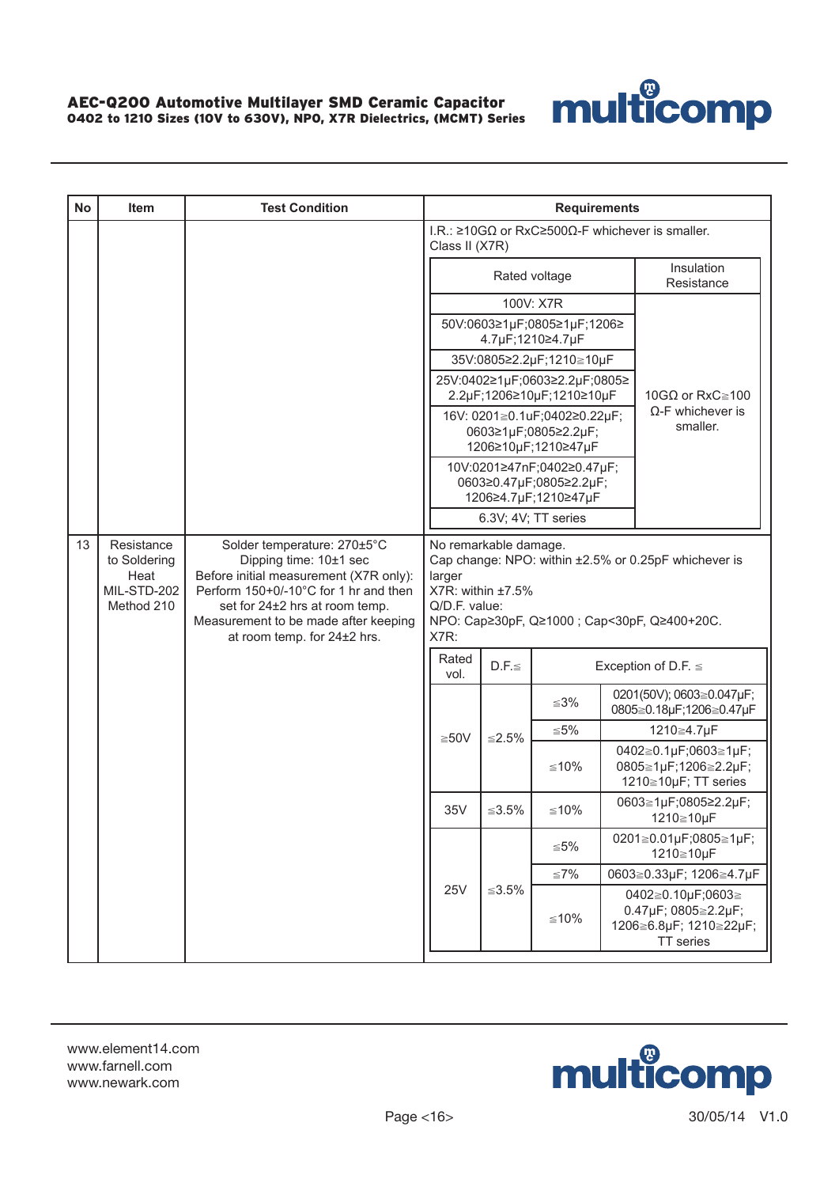| No | Item | Test Condition | Requirements |
| --- | --- | --- | --- |
| | | | I.R.: ≥10GΩ or RxC≥500Ω-F whichever is smaller.<br>Class II (X7R) |

| Rated voltage | Insulation Resistance |
| --- | --- |
| 100V: X7R | 10GΩ or RxC≧100 Ω-F whichever is smaller. |
| 50V:0603≥1μF;0805≥1μF;1206≥ 4.7μF;1210≥4.7μF | |
| 35V:0805≥2.2μF;1210≧10μF | |
| 25V:0402≥1μF;0603≥2.2μF;0805≥ 2.2μF;1206≥10μF;1210≥10μF | |
| 16V: 0201≧0.1uF;0402≥0.22μF; 0603≥1μF;0805≥2.2μF; 1206≥10μF;1210≥47μF | |
| 10V:0201≥47nF;0402≥0.47μF; 0603≥0.47μF;0805≥2.2μF; 1206≥4.7μF;1210≥47μF | |
| 6.3V; 4V; TT series | |

| No | Item | Test Condition | Requirements |
| --- | --- | --- | --- |
| 13 | Resistance to Soldering Heat MIL-STD-202 Method 210 | Solder temperature: 270±5°C<br>Dipping time: 10±1 sec<br>Before initial measurement (X7R only): Perform 150+0/-10°C for 1 hr and then set for 24±2 hrs at room temp.<br>Measurement to be made after keeping at room temp. for 24±2 hrs. | No remarkable damage.<br>Cap change: NPO: within ±2.5% or 0.25pF whichever is larger<br>X7R: within ±7.5%<br>Q/D.F. value:<br>NPO: Cap≥30pF, Q≥1000 ; Cap<30pF, Q≥400+20C.<br>X7R: |

| Rated vol. | D.F.≦ | Exception of D.F. ≦ | |
| --- | --- | --- | --- |
| ≧50V | ≦2.5% | ≦3% | 0201(50V); 0603≧0.047μF; 0805≧0.18μF;1206≧0.47μF |
| | | ≦5% | 1210≧4.7μF |
| | | ≦10% | 0402≧0.1μF;0603≧1μF; 0805≧1μF;1206≧2.2μF; 1210≧10μF; TT series |
| 35V | ≦3.5% | ≦10% | 0603≧1μF;0805≥2.2μF; 1210≧10μF |
| 25V | ≦3.5% | ≦5% | 0201≧0.01μF;0805≧1μF; 1210≧10μF |
| | | ≦7% | 0603≧0.33μF; 1206≧4.7μF |
| | | ≦10% | 0402≧0.10μF;0603≧ 0.47μF; 0805≧2.2μF; 1206≧6.8μF; 1210≧22μF; TT series |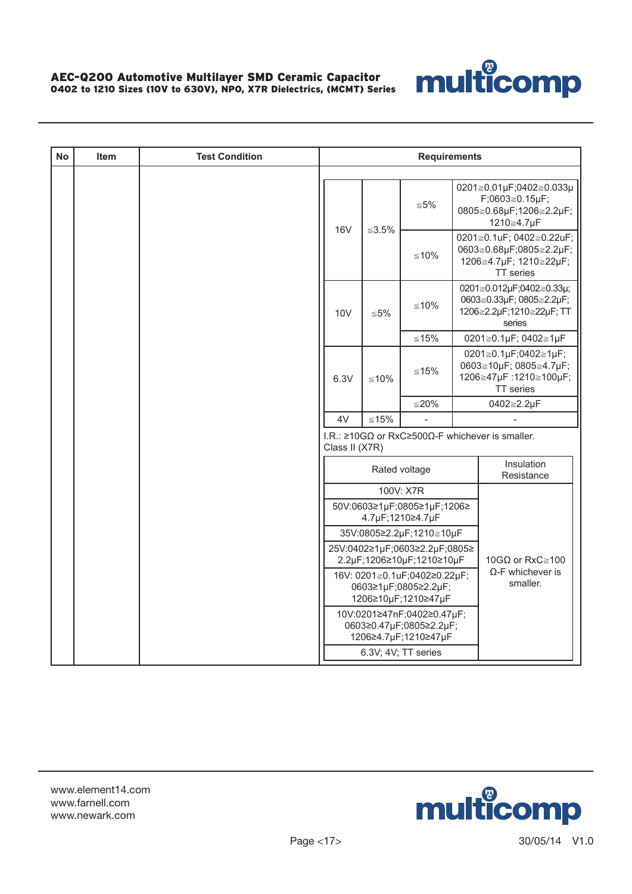| No | Item | Test Condition | Requirements |
|---|---|---|---|
| | | | |

| | | | |
|---|---|---|---|
| 16V | ≦3.5% | ≦5% | 0201≧0.01μF;0402≧0.033μF;0603≧0.15μF; 0805≧0.68μF;1206≧2.2μF; 1210≧4.7μF |
| | | ≦10% | 0201≧0.1uF; 0402≧0.22uF; 0603≧0.68μF;0805≧2.2μF; 1206≧4.7μF; 1210≧22μF; TT series |
| 10V | ≦5% | ≦10% | 0201≧0.012μF;0402≧0.33μ; 0603≧0.33μF; 0805≧2.2μF; 1206≧2.2μF;1210≧22μF; TT series |
| | | ≦15% | 0201≧0.1μF; 0402≧1μF |
| 6.3V | ≦10% | ≦15% | 0201≧0.1μF;0402≧1μF; 0603≧10μF; 0805≧4.7μF; 1206≧47μF :1210≧100μF; TT series |
| | | ≦20% | 0402≧2.2μF |
| 4V | ≦15% | - | - |

I.R.: ≥10GΩ or RxC≥500Ω-F whichever is smaller.
Class II (X7R)

| Rated voltage | Insulation Resistance |
|---|---|
| 100V: X7R | 10GΩ or RxC≧100 Ω-F whichever is smaller. |
| 50V:0603≥1μF;0805≥1μF;1206≥4.7μF;1210≥4.7μF | |
| 35V:0805≥2.2μF;1210≧10μF | |
| 25V:0402≥1μF;0603≥2.2μF;0805≥2.2μF;1206≥10μF;1210≥10μF | |
| 16V: 0201≧0.1uF;0402≥0.22μF; 0603≥1μF;0805≥2.2μF; 1206≥10μF;1210≥47μF | |
| 10V:0201≥47nF;0402≥0.47μF; 0603≥0.47μF;0805≥2.2μF; 1206≥4.7μF;1210≥47μF | |
| 6.3V; 4V; TT series | |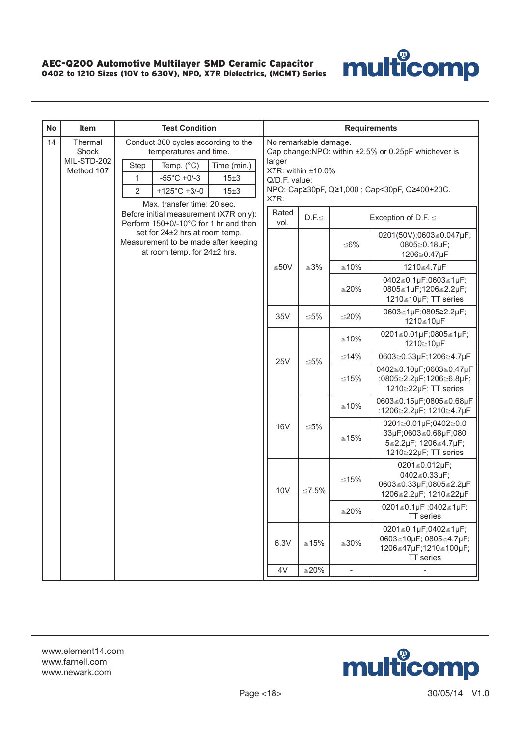| No | Item | Test Condition | | | Requirements | | | |
|---|---|---|---|---|---|---|---|---|
| 14 | Thermal Shock MIL-STD-202 Method 107 | Conduct 300 cycles according to the temperatures and time. | | | No remarkable damage.<br>Cap change:NPO: within ±2.5% or 0.25pF whichever is larger<br>X7R: within ±10.0%<br>Q/D.F. value:<br>NPO: Cap≥30pF, Q≥1,000 ; Cap<30pF, Q≥400+20C.<br>X7R: | | | |
| | | Step | Temp. (°C) | Time (min.) | Rated vol. | D.F.≦ | Exception of D.F. ≦ | |
| | | 1 | -55°C +0/-3 | 15±3 | ≧50V | ≦3% | ≦6% | 0201(50V);0603≧0.047μF; 0805≧0.18μF; 1206≧0.47μF |
| | | 2 | +125°C +3/-0 | 15±3 | | | ≦10% | 1210≧4.7μF |
| | | Max. transfer time: 20 sec.<br>Before initial measurement (X7R only): Perform 150+0/-10°C for 1 hr and then set for 24±2 hrs at room temp.<br>Measurement to be made after keeping at room temp. for 24±2 hrs. | | | | | ≦20% | 0402≧0.1μF;0603≧1μF; 0805≧1μF;1206≧2.2μF; 1210≧10μF; TT series |
| | | | | | 35V | ≦5% | ≦20% | 0603≧1μF;0805≥2.2μF; 1210≧10μF |
| | | | | | 25V | ≦5% | ≦10% | 0201≧0.01μF;0805≧1μF; 1210≧10μF |
| | | | | | | | ≦14% | 0603≧0.33μF;1206≧4.7μF |
| | | | | | | | ≦15% | 0402≧0.10μF;0603≧0.47μF ;0805≧2.2μF;1206≧6.8μF; 1210≧22μF; TT series |
| | | | | | 16V | ≦5% | ≦10% | 0603≧0.15μF;0805≧0.68μF ;1206≧2.2μF; 1210≧4.7μF |
| | | | | | | | ≦15% | 0201≧0.01μF;0402≧0.033μF;0603≧0.68μF;0805≧2.2μF; 1206≧4.7μF; 1210≧22μF; TT series |
| | | | | | 10V | ≦7.5% | ≦15% | 0201≧0.012μF; 0402≧0.33μF; 0603≧0.33μF;0805≧2.2μF 1206≧2.2μF; 1210≧22μF |
| | | | | | | | ≦20% | 0201≧0.1μF ;0402≧1μF; TT series |
| | | | | | 6.3V | ≦15% | ≦30% | 0201≧0.1μF;0402≧1μF; 0603≧10μF; 0805≧4.7μF; 1206≧47μF;1210≧100μF; TT series |
| | | | | | 4V | ≦20% | - | - |

www.element14.com
www.farnell.com
www.newark.com

30/05/14 V1.0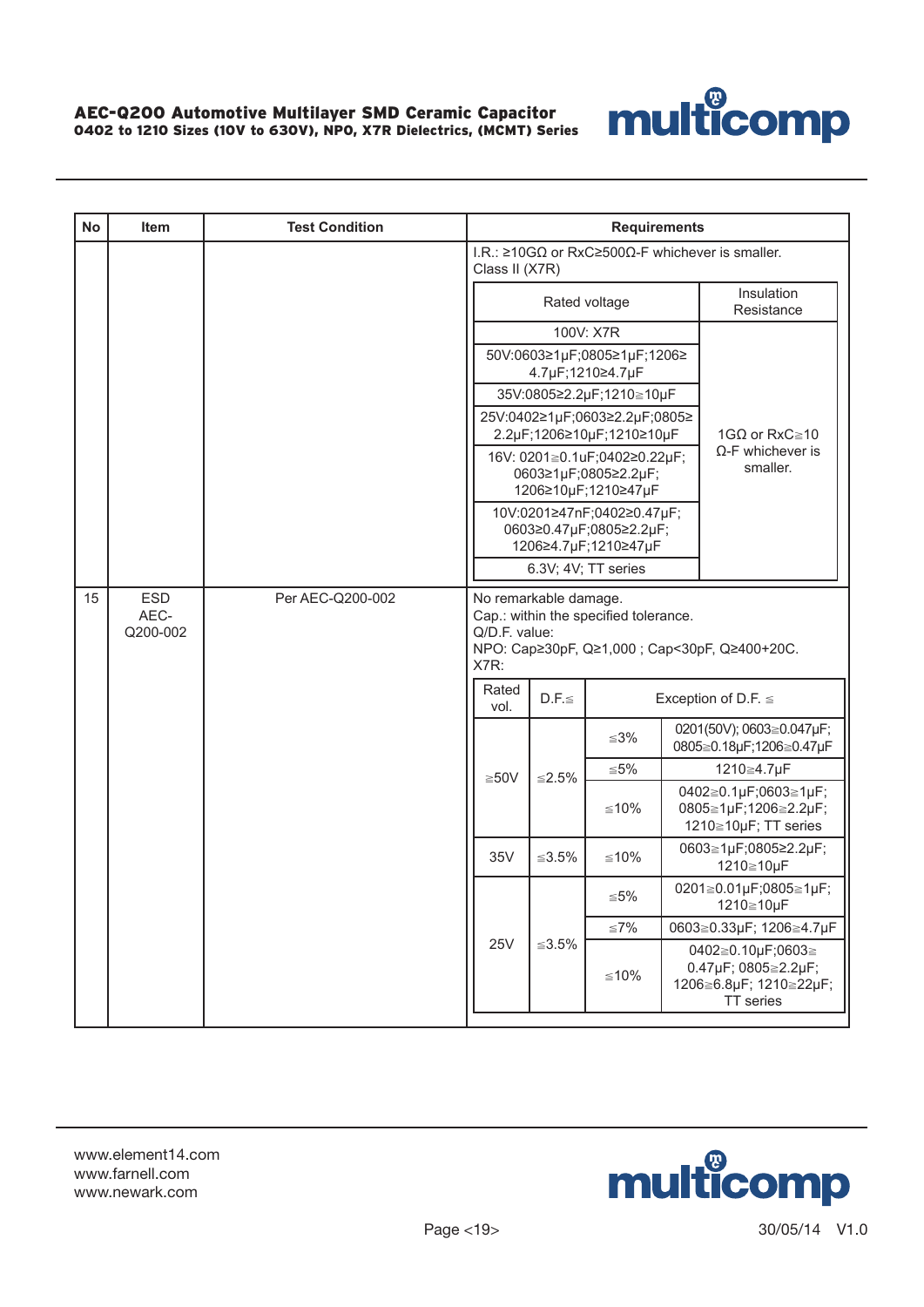**AEC-Q200 Automotive Multilayer SMD Ceramic Capacitor**
**0402 to 1210 Sizes (10V to 630V), NPO, X7R Dielectrics, (MCMT) Series**

| No | Item | Test Condition | Requirements |
|---|---|---|---|
| | | | I.R.: ≥10GΩ or RxC≥500Ω-F whichever is smaller.<br>Class II (X7R) |

| Rated voltage | Insulation Resistance |
|---|---|
| 100V: X7R | 1GΩ or RxC≧10 Ω-F whichever is smaller. |
| 50V:0603≥1μF;0805≥1μF;1206≥ 4.7μF;1210≥4.7μF | |
| 35V:0805≥2.2μF;1210≧10μF | |
| 25V:0402≥1μF;0603≥2.2μF;0805≥ 2.2μF;1206≥10μF;1210≥10μF | |
| 16V: 0201≧0.1uF;0402≥0.22μF; 0603≥1μF;0805≥2.2μF; 1206≥10μF;1210≥47μF | |
| 10V:0201≥47nF;0402≥0.47μF; 0603≥0.47μF;0805≥2.2μF; 1206≥4.7μF;1210≥47μF | |
| 6.3V; 4V; TT series | |

| No | Item | Test Condition | Requirements |
|---|---|---|---|
| 15 | ESD AEC-Q200-002 | Per AEC-Q200-002 | No remarkable damage.<br>Cap.: within the specified tolerance.<br>Q/D.F. value:<br>NPO: Cap≥30pF, Q≥1,000 ; Cap<30pF, Q≥400+20C.<br>X7R: |

| Rated vol. | D.F.≦ | Exception of D.F. ≦ | |
|---|---|---|---|
| ≧50V | ≦2.5% | ≦3% | 0201(50V); 0603≧0.047μF; 0805≧0.18μF;1206≧0.47μF |
| | | ≦5% | 1210≧4.7μF |
| | | ≦10% | 0402≧0.1μF;0603≧1μF; 0805≧1μF;1206≧2.2μF; 1210≧10μF; TT series |
| 35V | ≦3.5% | ≦10% | 0603≧1μF;0805≥2.2μF; 1210≧10μF |
| 25V | ≦3.5% | ≦5% | 0201≧0.01μF;0805≧1μF; 1210≧10μF |
| | | ≦7% | 0603≧0.33μF; 1206≧4.7μF |
| | | ≦10% | 0402≧0.10μF;0603≧ 0.47μF; 0805≧2.2μF; 1206≧6.8μF; 1210≧22μF; TT series |

www.element14.com
www.farnell.com
www.newark.com

30/05/14 V1.0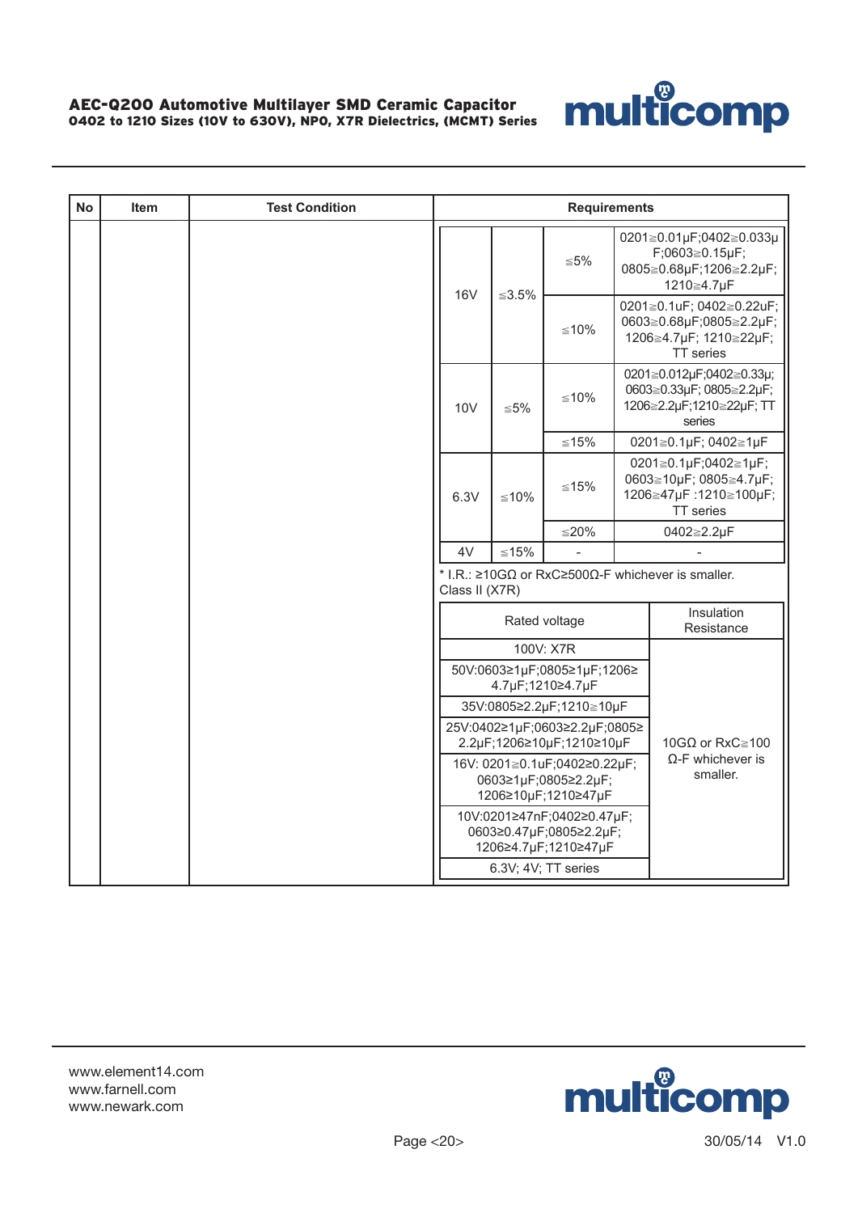| No | Item | Test Condition | Requirements |
|---|---|---|---|
| | | | |

| Rated voltage | | | |
|---|---|---|---|
| 16V | ≦3.5% | ≦5% | 0201≧0.01μF;0402≧0.033μF;0603≧0.15μF; 0805≧0.68μF;1206≧2.2μF; 1210≧4.7μF |
| | | ≦10% | 0201≧0.1uF; 0402≧0.22uF; 0603≧0.68μF;0805≧2.2μF; 1206≧4.7μF; 1210≧22μF; TT series |
| 10V | ≦5% | ≦10% | 0201≧0.012μF;0402≧0.33μ; 0603≧0.33μF; 0805≧2.2μF; 1206≧2.2μF;1210≧22μF; TT series |
| | | ≦15% | 0201≧0.1μF; 0402≧1μF |
| 6.3V | ≦10% | ≦15% | 0201≧0.1μF;0402≧1μF; 0603≧10μF; 0805≧4.7μF; 1206≧47μF :1210≧100μF; TT series |
| | | ≦20% | 0402≧2.2μF |
| 4V | ≦15% | - | - |

* I.R.: ≥10GΩ or RxC≥500Ω-F whichever is smaller.
Class II (X7R)

| Rated voltage | Insulation Resistance |
|---|---|
| 100V: X7R | 10GΩ or RxC≧100 Ω-F whichever is smaller. |
| 50V:0603≥1μF;0805≥1μF;1206≥ 4.7μF;1210≥4.7μF | |
| 35V:0805≥2.2μF;1210≧10μF | |
| 25V:0402≥1μF;0603≥2.2μF;0805≥ 2.2μF;1206≥10μF;1210≥10μF | |
| 16V: 0201≧0.1uF;0402≥0.22μF; 0603≥1μF;0805≥2.2μF; 1206≥10μF;1210≥47μF | |
| 10V:0201≥47nF;0402≥0.47μF; 0603≥0.47μF;0805≥2.2μF; 1206≥4.7μF;1210≥47μF | |
| 6.3V; 4V; TT series | |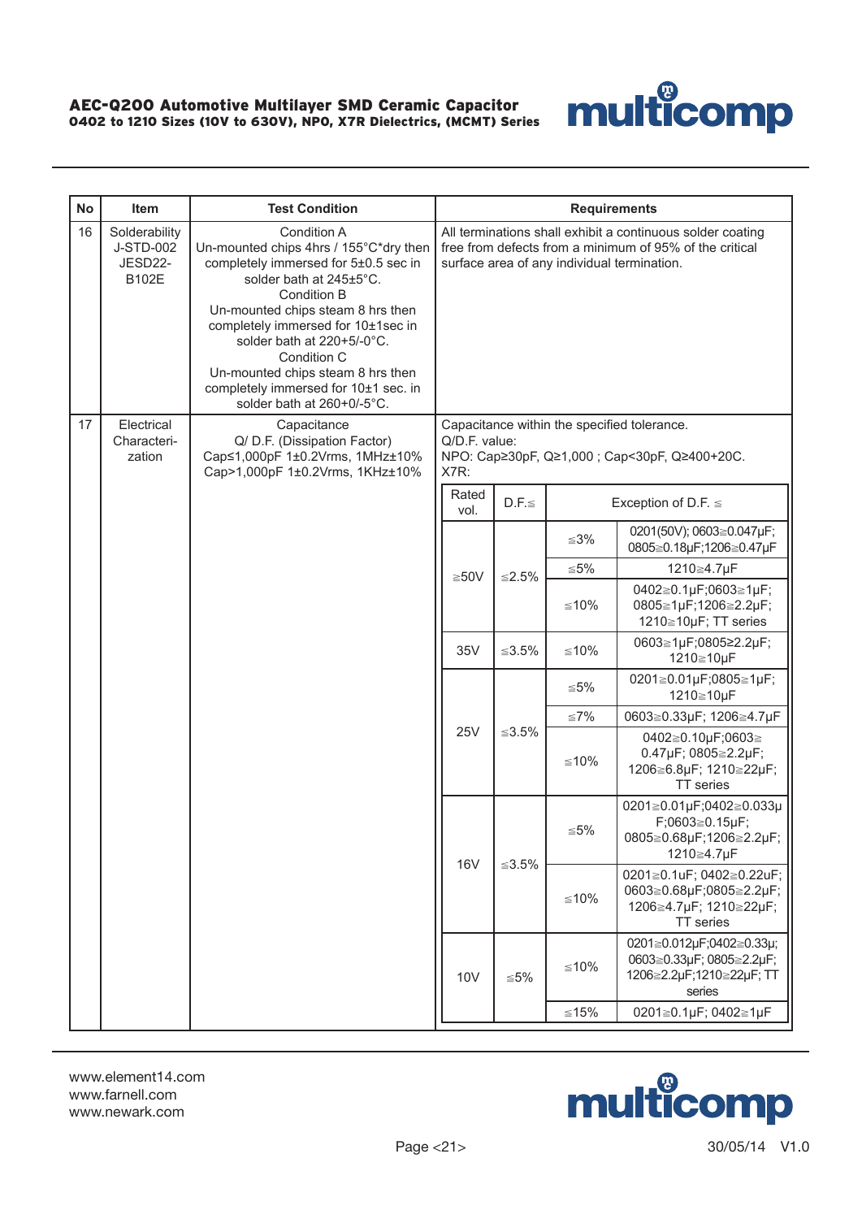| No | Item | Test Condition | Requirements |
|---|---|---|---|
| 16 | Solderability J-STD-002 JESD22-B102E | Condition A<br>Un-mounted chips 4hrs / 155°C*dry then completely immersed for 5±0.5 sec in solder bath at 245±5°C.<br>Condition B<br>Un-mounted chips steam 8 hrs then completely immersed for 10±1sec in solder bath at 220+5/-0°C.<br>Condition C<br>Un-mounted chips steam 8 hrs then completely immersed for 10±1 sec. in solder bath at 260+0/-5°C. | All terminations shall exhibit a continuous solder coating free from defects from a minimum of 95% of the critical surface area of any individual termination. |
| 17 | Electrical Characteri-zation | Capacitance<br>Q/ D.F. (Dissipation Factor)<br>Cap≤1,000pF 1±0.2Vrms, 1MHz±10%<br>Cap>1,000pF 1±0.2Vrms, 1KHz±10% | Capacitance within the specified tolerance.<br>Q/D.F. value:<br>NPO: Cap≥30pF, Q≥1,000 ; Cap<30pF, Q≥400+20C.<br>X7R: |

| Rated vol. | D.F.≦ | Exception of D.F. ≦ | |
|---|---|---|---|
| ≧50V | ≦2.5% | ≦3% | 0201(50V); 0603≧0.047µF; 0805≧0.18µF;1206≧0.47µF |
| | | ≦5% | 1210≧4.7µF |
| | | ≦10% | 0402≧0.1µF;0603≧1µF; 0805≧1µF;1206≧2.2µF; 1210≧10µF; TT series |
| 35V | ≦3.5% | ≦10% | 0603≧1µF;0805≧2.2µF; 1210≧10µF |
| 25V | ≦3.5% | ≦5% | 0201≧0.01µF;0805≧1µF; 1210≧10µF |
| | | ≦7% | 0603≧0.33µF; 1206≧4.7µF |
| | | ≦10% | 0402≧0.10µF;0603≧ 0.47µF; 0805≧2.2µF; 1206≧6.8µF; 1210≧22µF; TT series |
| 16V | ≦3.5% | ≦5% | 0201≧0.01µF;0402≧0.033µF;0603≧0.15µF; 0805≧0.68µF;1206≧2.2µF; 1210≧4.7µF |
| | | ≦10% | 0201≧0.1uF; 0402≧0.22uF; 0603≧0.68µF;0805≧2.2µF; 1206≧4.7µF; 1210≧22µF; TT series |
| 10V | ≦5% | ≦10% | 0201≧0.012µF;0402≧0.33µ; 0603≧0.33µF; 0805≧2.2µF; 1206≧2.2µF;1210≧22µF; TT series |
| | | ≦15% | 0201≧0.1µF; 0402≧1µF |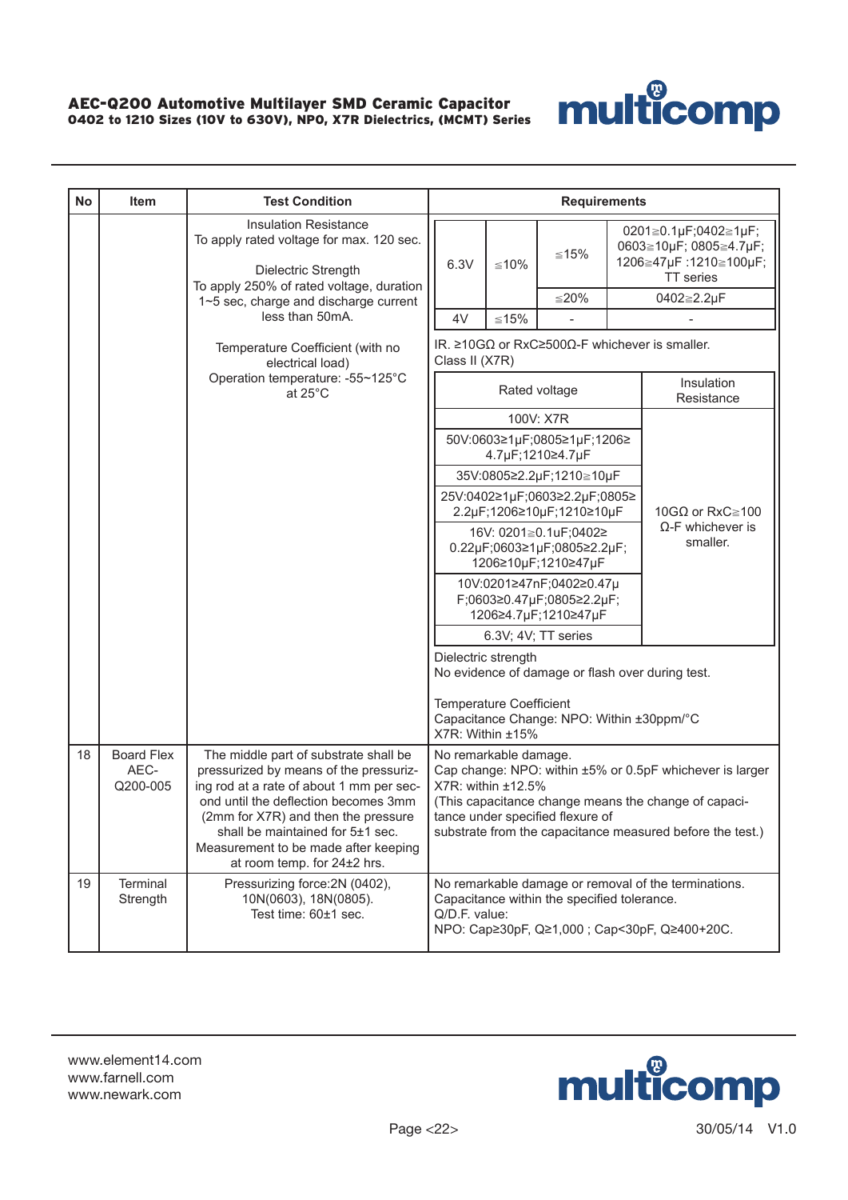| No | Item | Test Condition | Requirements |
|---|---|---|---|
| | | Insulation Resistance<br>To apply rated voltage for max. 120 sec.<br><br>Dielectric Strength<br>To apply 250% of rated voltage, duration 1~5 sec, charge and discharge current less than 50mA.<br><br>Temperature Coefficient (with no electrical load)<br>Operation temperature: -55~125°C at 25°C | 6.3V \| ≦10% \| ≦15% \| 0201≧0.1μF;0402≧1μF; 0603≧10μF; 0805≧4.7μF; 1206≧47μF :1210≧100μF; TT series<br>6.3V \| ≦10% \| ≦20% \| 0402≧2.2μF<br>4V \| ≦15% \| - \| -<br><br>IR. ≥10GΩ or RxC≥500Ω-F whichever is smaller.<br>Class II (X7R)<br><br>Rated voltage \| Insulation Resistance<br>100V: X7R<br>50V:0603≥1μF;0805≥1μF;1206≥4.7μF;1210≥4.7μF<br>35V:0805≥2.2μF;1210≧10μF<br>25V:0402≥1μF;0603≥2.2μF;0805≥2.2μF;1206≥10μF;1210≥10μF<br>16V: 0201≧0.1uF;0402≥0.22μF;0603≥1μF;0805≥2.2μF;1206≥10μF;1210≥47μF<br>10V:0201≥47nF;0402≥0.47μF;0603≥0.47μF;0805≥2.2μF;1206≥4.7μF;1210≥47μF<br>6.3V; 4V; TT series<br>(All above): 10GΩ or RxC≧100 Ω-F whichever is smaller.<br><br>Dielectric strength<br>No evidence of damage or flash over during test.<br><br>Temperature Coefficient<br>Capacitance Change: NPO: Within ±30ppm/°C<br>X7R: Within ±15% |
| 18 | Board Flex AEC-Q200-005 | The middle part of substrate shall be pressurized by means of the pressurizing rod at a rate of about 1 mm per second until the deflection becomes 3mm (2mm for X7R) and then the pressure shall be maintained for 5±1 sec. Measurement to be made after keeping at room temp. for 24±2 hrs. | No remarkable damage.<br>Cap change: NPO: within ±5% or 0.5pF whichever is larger<br>X7R: within ±12.5%<br>(This capacitance change means the change of capacitance under specified flexure of substrate from the capacitance measured before the test.) |
| 19 | Terminal Strength | Pressurizing force:2N (0402), 10N(0603), 18N(0805).<br>Test time: 60±1 sec. | No remarkable damage or removal of the terminations.<br>Capacitance within the specified tolerance.<br>Q/D.F. value:<br>NPO: Cap≥30pF, Q≥1,000 ; Cap<30pF, Q≥400+20C. |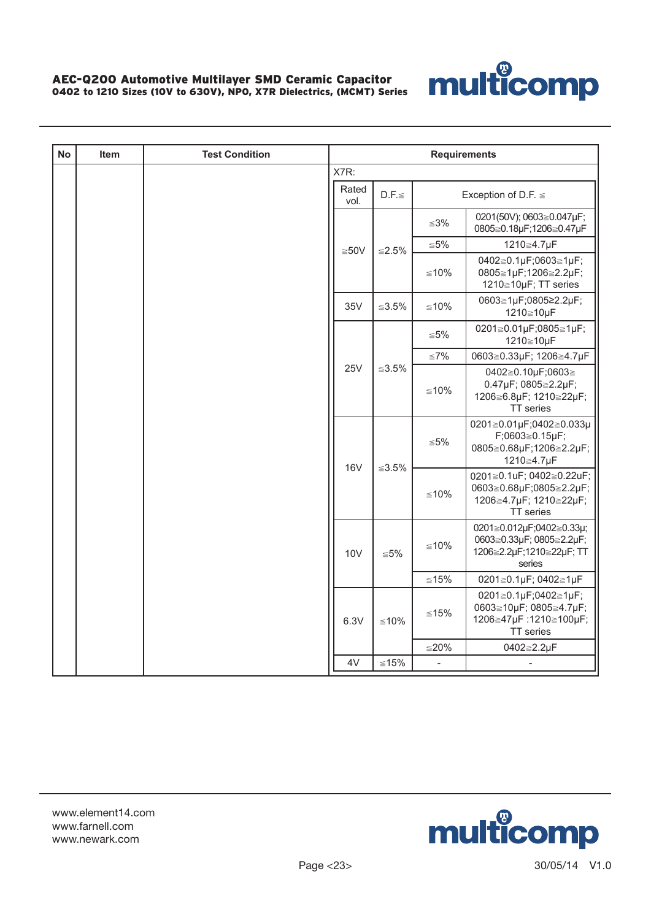| No | Item | Test Condition | Requirements | | | |
|---|---|---|---|---|---|---|
| | | | X7R: | | | |
| | | | Rated vol. | D.F.≦ | Exception of D.F. ≦ | |
| | | | ≧50V | ≦2.5% | ≦3% | 0201(50V); 0603≧0.047μF; 0805≧0.18μF;1206≧0.47μF |
| | | | | | ≦5% | 1210≧4.7μF |
| | | | | | ≦10% | 0402≧0.1μF;0603≧1μF; 0805≧1μF;1206≧2.2μF; 1210≧10μF; TT series |
| | | | 35V | ≦3.5% | ≦10% | 0603≧1μF;0805≥2.2μF; 1210≧10μF |
| | | | 25V | ≦3.5% | ≦5% | 0201≧0.01μF;0805≧1μF; 1210≧10μF |
| | | | | | ≦7% | 0603≧0.33μF; 1206≧4.7μF |
| | | | | | ≦10% | 0402≧0.10μF;0603≧ 0.47μF; 0805≧2.2μF; 1206≧6.8μF; 1210≧22μF; TT series |
| | | | 16V | ≦3.5% | ≦5% | 0201≧0.01μF;0402≧0.033μ F;0603≧0.15μF; 0805≧0.68μF;1206≧2.2μF; 1210≧4.7μF |
| | | | | | ≦10% | 0201≧0.1uF; 0402≧0.22uF; 0603≧0.68μF;0805≧2.2μF; 1206≧4.7μF; 1210≧22μF; TT series |
| | | | 10V | ≦5% | ≦10% | 0201≧0.012μF;0402≧0.33μ; 0603≧0.33μF; 0805≧2.2μF; 1206≧2.2μF;1210≧22μF; TT series |
| | | | | | ≦15% | 0201≧0.1μF; 0402≧1μF |
| | | | 6.3V | ≦10% | ≦15% | 0201≧0.1μF;0402≧1μF; 0603≧10μF; 0805≧4.7μF; 1206≧47μF :1210≧100μF; TT series |
| | | | | | ≦20% | 0402≧2.2μF |
| | | | 4V | ≦15% | - | - |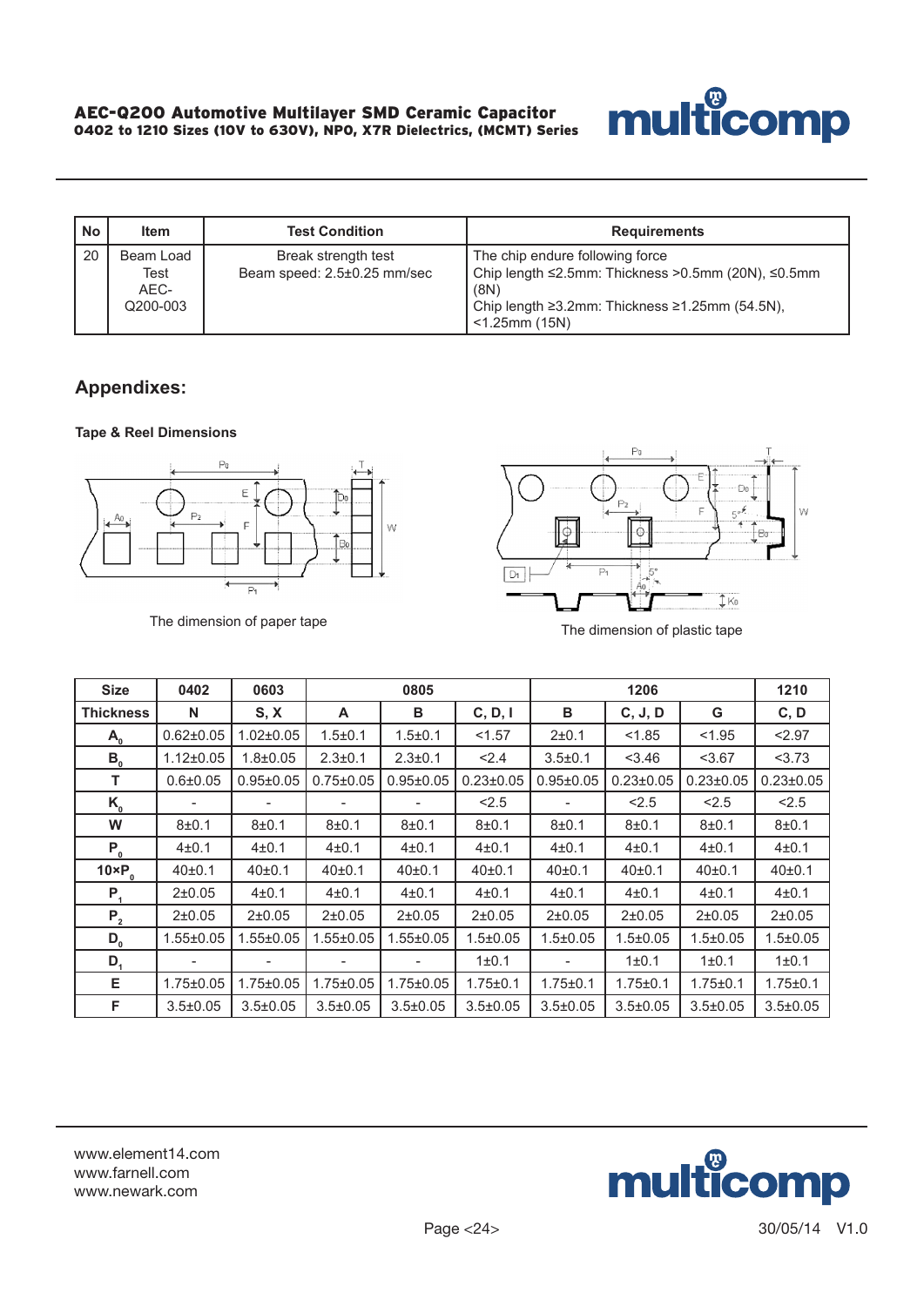| No | Item | Test Condition | Requirements |
|---|---|---|---|
| 20 | Beam Load Test AEC-Q200-003 | Break strength test<br>Beam speed: 2.5±0.25 mm/sec | The chip endure following force<br>Chip length ≤2.5mm: Thickness >0.5mm (20N), ≤0.5mm (8N)<br>Chip length ≥3.2mm: Thickness ≥1.25mm (54.5N), <1.25mm (15N) |

## Appendixes:

**Tape & Reel Dimensions**

The dimension of paper tape

The dimension of plastic tape

| Size | 0402 | 0603 | 0805 | | | 1206 | | | 1210 |
|---|---|---|---|---|---|---|---|---|---|
| Thickness | N | S, X | A | B | C, D, I | B | C, J, D | G | C, D |
| $A_0$ | 0.62±0.05 | 1.02±0.05 | 1.5±0.1 | 1.5±0.1 | <1.57 | 2±0.1 | <1.85 | <1.95 | <2.97 |
| $B_0$ | 1.12±0.05 | 1.8±0.05 | 2.3±0.1 | 2.3±0.1 | <2.4 | 3.5±0.1 | <3.46 | <3.67 | <3.73 |
| T | 0.6±0.05 | 0.95±0.05 | 0.75±0.05 | 0.95±0.05 | 0.23±0.05 | 0.95±0.05 | 0.23±0.05 | 0.23±0.05 | 0.23±0.05 |
| $K_0$ | - | - | - | - | <2.5 | - | <2.5 | <2.5 | <2.5 |
| W | 8±0.1 | 8±0.1 | 8±0.1 | 8±0.1 | 8±0.1 | 8±0.1 | 8±0.1 | 8±0.1 | 8±0.1 |
| $P_0$ | 4±0.1 | 4±0.1 | 4±0.1 | 4±0.1 | 4±0.1 | 4±0.1 | 4±0.1 | 4±0.1 | 4±0.1 |
| $10 \times P_0$ | 40±0.1 | 40±0.1 | 40±0.1 | 40±0.1 | 40±0.1 | 40±0.1 | 40±0.1 | 40±0.1 | 40±0.1 |
| $P_1$ | 2±0.05 | 4±0.1 | 4±0.1 | 4±0.1 | 4±0.1 | 4±0.1 | 4±0.1 | 4±0.1 | 4±0.1 |
| $P_2$ | 2±0.05 | 2±0.05 | 2±0.05 | 2±0.05 | 2±0.05 | 2±0.05 | 2±0.05 | 2±0.05 | 2±0.05 |
| $D_0$ | 1.55±0.05 | 1.55±0.05 | 1.55±0.05 | 1.55±0.05 | 1.5±0.05 | 1.5±0.05 | 1.5±0.05 | 1.5±0.05 | 1.5±0.05 |
| $D_1$ | - | - | - | - | 1±0.1 | - | 1±0.1 | 1±0.1 | 1±0.1 |
| E | 1.75±0.05 | 1.75±0.05 | 1.75±0.05 | 1.75±0.05 | 1.75±0.1 | 1.75±0.1 | 1.75±0.1 | 1.75±0.1 | 1.75±0.1 |
| F | 3.5±0.05 | 3.5±0.05 | 3.5±0.05 | 3.5±0.05 | 3.5±0.05 | 3.5±0.05 | 3.5±0.05 | 3.5±0.05 | 3.5±0.05 |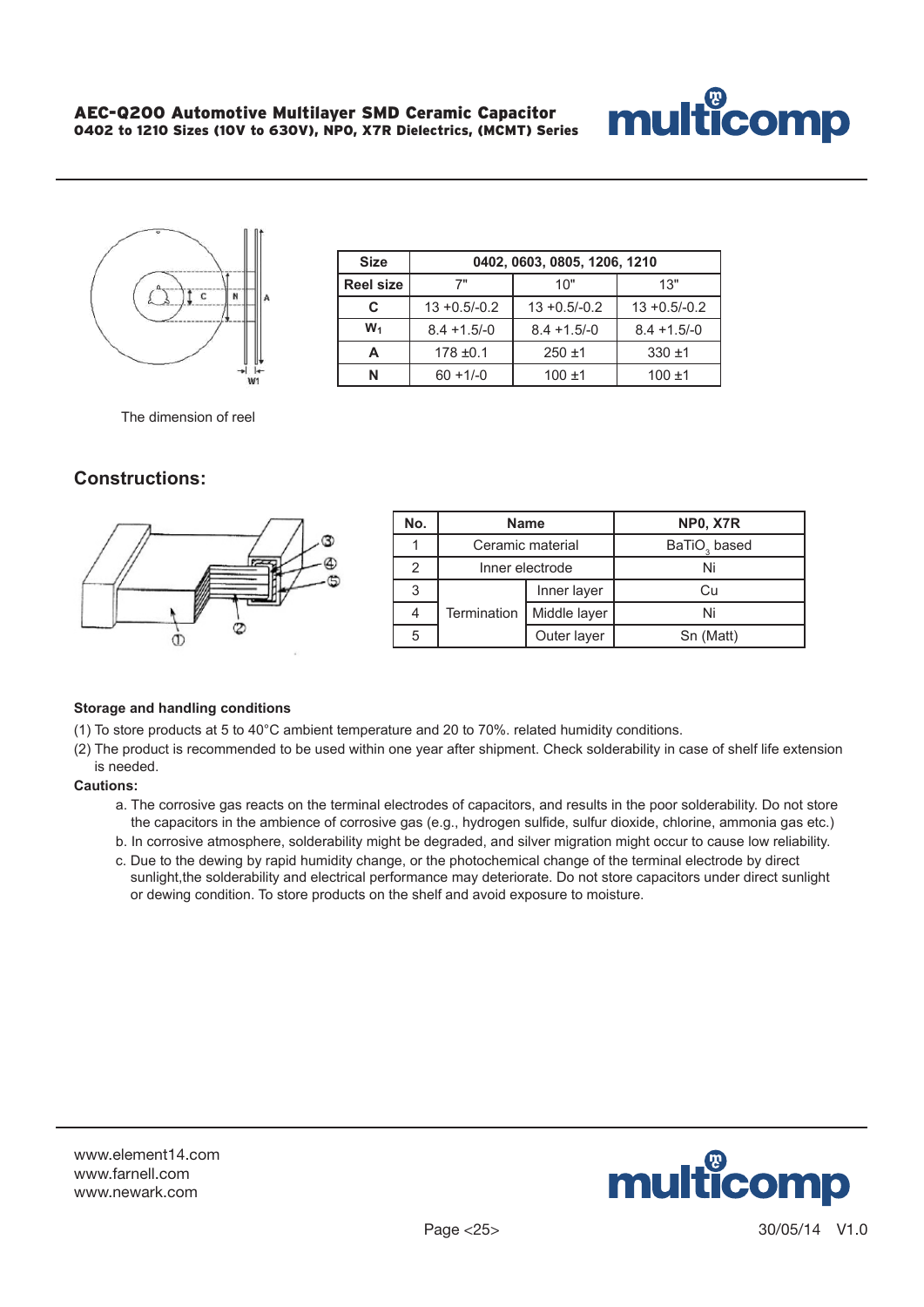| Size | 0402, 0603, 0805, 1206, 1210 | | |
|---|---|---|---|
| Reel size | 7" | 10" | 13" |
| C | 13 +0.5/-0.2 | 13 +0.5/-0.2 | 13 +0.5/-0.2 |
| $W_1$ | 8.4 +1.5/-0 | 8.4 +1.5/-0 | 8.4 +1.5/-0 |
| A | 178 ±0.1 | 250 ±1 | 330 ±1 |
| N | 60 +1/-0 | 100 ±1 | 100 ±1 |

The dimension of reel

## Constructions:

| No. | Name | | NP0, X7R |
|---|---|---|---|
| 1 | Ceramic material | | $BaTiO_3$ based |
| 2 | Inner electrode | | Ni |
| 3 | Termination | Inner layer | Cu |
| 4 | | Middle layer | Ni |
| 5 | | Outer layer | Sn (Matt) |

**Storage and handling conditions**

(1) To store products at 5 to 40°C ambient temperature and 20 to 70%. related humidity conditions.

(2) The product is recommended to be used within one year after shipment. Check solderability in case of shelf life extension is needed.

**Cautions:**

a. The corrosive gas reacts on the terminal electrodes of capacitors, and results in the poor solderability. Do not store the capacitors in the ambience of corrosive gas (e.g., hydrogen sulfide, sulfur dioxide, chlorine, ammonia gas etc.)

b. In corrosive atmosphere, solderability might be degraded, and silver migration might occur to cause low reliability.

c. Due to the dewing by rapid humidity change, or the photochemical change of the terminal electrode by direct sunlight,the solderability and electrical performance may deteriorate. Do not store capacitors under direct sunlight or dewing condition. To store products on the shelf and avoid exposure to moisture.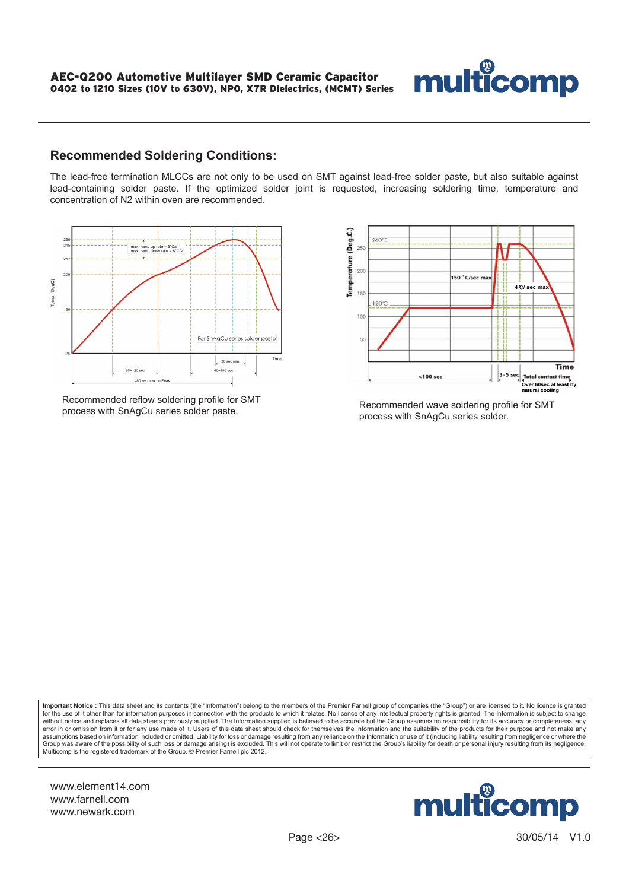## Recommended Soldering Conditions:

The lead-free termination MLCCs are not only to be used on SMT against lead-free solder paste, but also suitable against lead-containing solder paste. If the optimized solder joint is requested, increasing soldering time, temperature and concentration of N2 within oven are recommended.

260
245
217
200
150
25
Temp. (DegC)
max. ramp up rate = 3°C/s
max. ramp down rate = 6°C/s
For SnAgCu series solder paste
Time
30 sec min.
60~120 sec
60~150 sec
480 sec max. to Peak

Recommended reflow soldering profile for SMT process with SnAgCu series solder paste.

Temperature (Deg.C.)
260°C
250
200
150
120°C
100
50
150 °C/sec max
4 °C/ sec max
Time
<100 sec
3~5 sec
Total contact time
Over 60sec at least by natural cooling

Recommended wave soldering profile for SMT process with SnAgCu series solder.

**Important Notice :** This data sheet and its contents (the "Information") belong to the members of the Premier Farnell group of companies (the "Group") or are licensed to it. No licence is granted for the use of it other than for information purposes in connection with the products to which it relates. No licence of any intellectual property rights is granted. The Information is subject to change without notice and replaces all data sheets previously supplied. The Information supplied is believed to be accurate but the Group assumes no responsibility for its accuracy or completeness, any error in or omission from it or for any use made of it. Users of this data sheet should check for themselves the Information and the suitability of the products for their purpose and not make any assumptions based on information included or omitted. Liability for loss or damage resulting from any reliance on the Information or use of it (including liability resulting from negligence or where the Group was aware of the possibility of such loss or damage arising) is excluded. This will not operate to limit or restrict the Group's liability for death or personal injury resulting from its negligence. Multicomp is the registered trademark of the Group. © Premier Farnell plc 2012.

www.element14.com
www.farnell.com
www.newark.com

30/05/14 V1.0